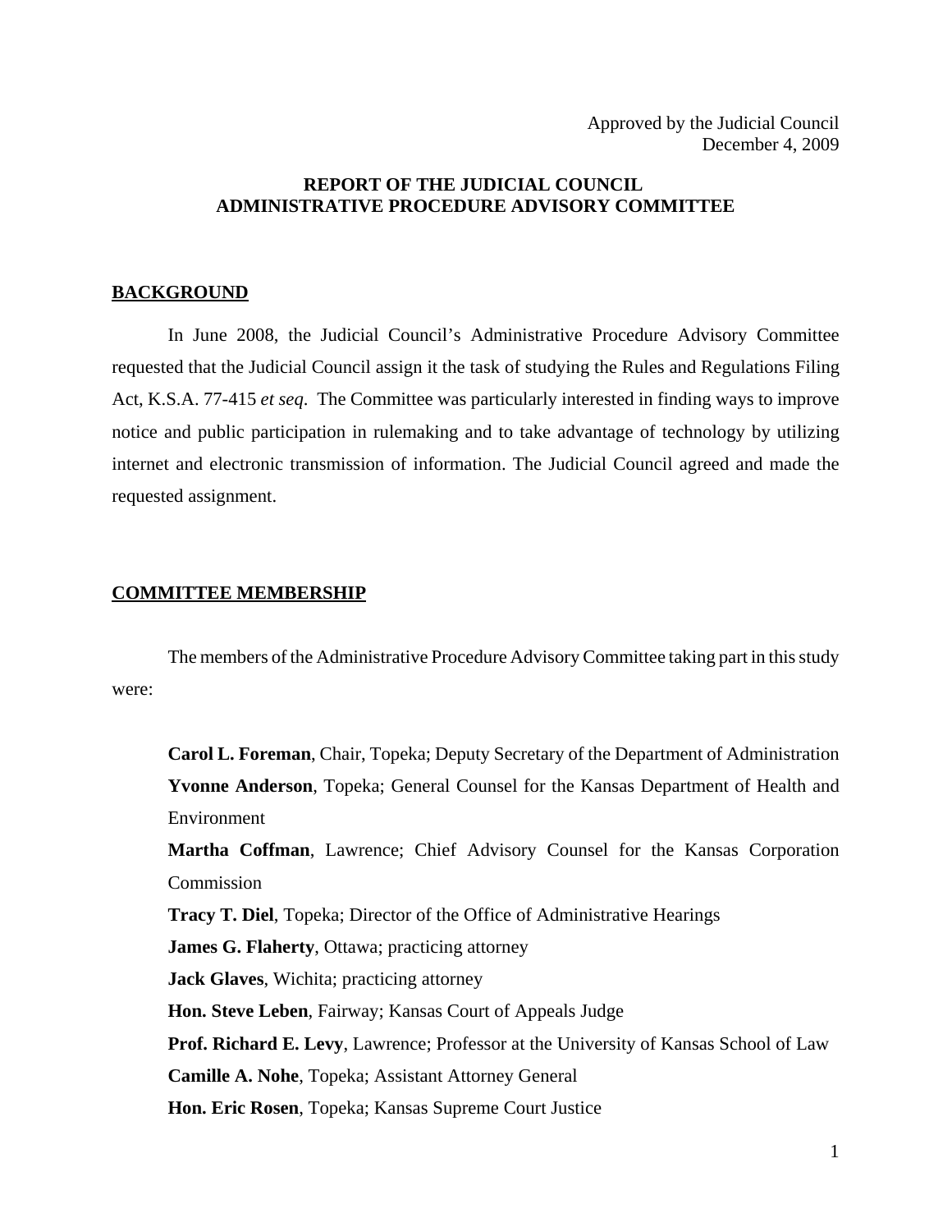Approved by the Judicial Council
December 4, 2009

# REPORT OF THE JUDICIAL COUNCIL ADMINISTRATIVE PROCEDURE ADVISORY COMMITTEE

## BACKGROUND

In June 2008, the Judicial Council's Administrative Procedure Advisory Committee requested that the Judicial Council assign it the task of studying the Rules and Regulations Filing Act, K.S.A. 77-415 *et seq*. The Committee was particularly interested in finding ways to improve notice and public participation in rulemaking and to take advantage of technology by utilizing internet and electronic transmission of information. The Judicial Council agreed and made the requested assignment.

## COMMITTEE MEMBERSHIP

The members of the Administrative Procedure Advisory Committee taking part in this study were:

**Carol L. Foreman**, Chair, Topeka; Deputy Secretary of the Department of Administration
**Yvonne Anderson**, Topeka; General Counsel for the Kansas Department of Health and Environment
**Martha Coffman**, Lawrence; Chief Advisory Counsel for the Kansas Corporation Commission
**Tracy T. Diel**, Topeka; Director of the Office of Administrative Hearings
**James G. Flaherty**, Ottawa; practicing attorney
**Jack Glaves**, Wichita; practicing attorney
**Hon. Steve Leben**, Fairway; Kansas Court of Appeals Judge
**Prof. Richard E. Levy**, Lawrence; Professor at the University of Kansas School of Law
**Camille A. Nohe**, Topeka; Assistant Attorney General
**Hon. Eric Rosen**, Topeka; Kansas Supreme Court Justice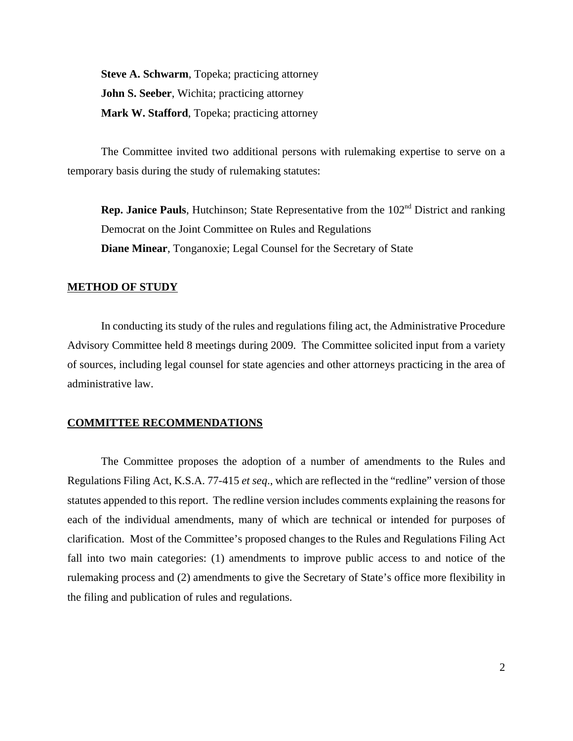**Steve A. Schwarm**, Topeka; practicing attorney

**John S. Seeber**, Wichita; practicing attorney

**Mark W. Stafford**, Topeka; practicing attorney

The Committee invited two additional persons with rulemaking expertise to serve on a temporary basis during the study of rulemaking statutes:

**Rep. Janice Pauls**, Hutchinson; State Representative from the 102nd District and ranking Democrat on the Joint Committee on Rules and Regulations

**Diane Minear**, Tonganoxie; Legal Counsel for the Secretary of State

## METHOD OF STUDY

In conducting its study of the rules and regulations filing act, the Administrative Procedure Advisory Committee held 8 meetings during 2009. The Committee solicited input from a variety of sources, including legal counsel for state agencies and other attorneys practicing in the area of administrative law.

## COMMITTEE RECOMMENDATIONS

The Committee proposes the adoption of a number of amendments to the Rules and Regulations Filing Act, K.S.A. 77-415 *et seq*., which are reflected in the "redline" version of those statutes appended to this report. The redline version includes comments explaining the reasons for each of the individual amendments, many of which are technical or intended for purposes of clarification. Most of the Committee's proposed changes to the Rules and Regulations Filing Act fall into two main categories: (1) amendments to improve public access to and notice of the rulemaking process and (2) amendments to give the Secretary of State's office more flexibility in the filing and publication of rules and regulations.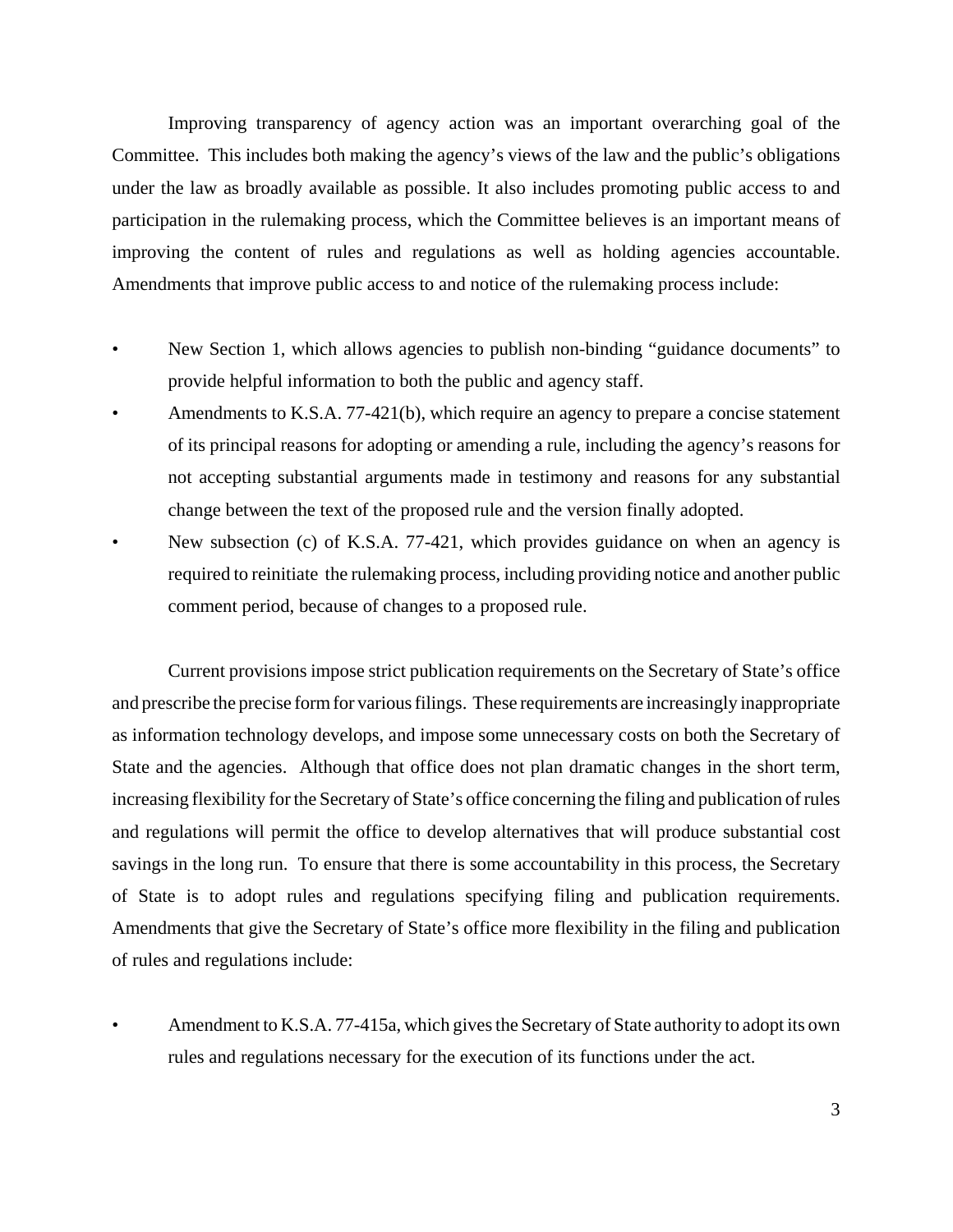Improving transparency of agency action was an important overarching goal of the Committee. This includes both making the agency's views of the law and the public's obligations under the law as broadly available as possible. It also includes promoting public access to and participation in the rulemaking process, which the Committee believes is an important means of improving the content of rules and regulations as well as holding agencies accountable. Amendments that improve public access to and notice of the rulemaking process include:

- New Section 1, which allows agencies to publish non-binding "guidance documents" to provide helpful information to both the public and agency staff.
- Amendments to K.S.A. 77-421(b), which require an agency to prepare a concise statement of its principal reasons for adopting or amending a rule, including the agency's reasons for not accepting substantial arguments made in testimony and reasons for any substantial change between the text of the proposed rule and the version finally adopted.
- New subsection (c) of K.S.A. 77-421, which provides guidance on when an agency is required to reinitiate the rulemaking process, including providing notice and another public comment period, because of changes to a proposed rule.

Current provisions impose strict publication requirements on the Secretary of State's office and prescribe the precise form for various filings. These requirements are increasingly inappropriate as information technology develops, and impose some unnecessary costs on both the Secretary of State and the agencies. Although that office does not plan dramatic changes in the short term, increasing flexibility for the Secretary of State's office concerning the filing and publication of rules and regulations will permit the office to develop alternatives that will produce substantial cost savings in the long run. To ensure that there is some accountability in this process, the Secretary of State is to adopt rules and regulations specifying filing and publication requirements. Amendments that give the Secretary of State's office more flexibility in the filing and publication of rules and regulations include:

- Amendment to K.S.A. 77-415a, which gives the Secretary of State authority to adopt its own rules and regulations necessary for the execution of its functions under the act.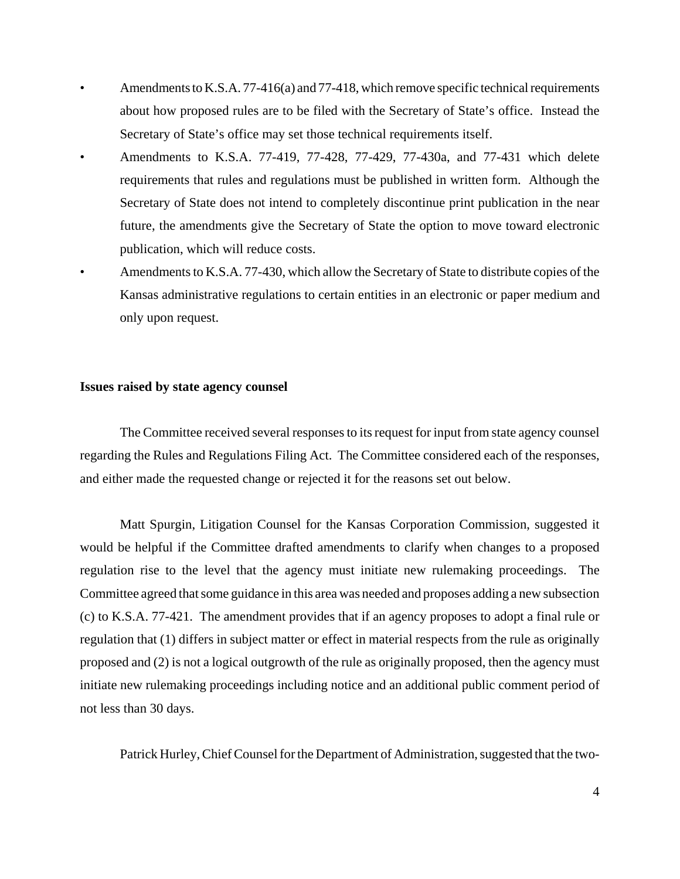- Amendments to K.S.A. 77-416(a) and 77-418, which remove specific technical requirements about how proposed rules are to be filed with the Secretary of State's office. Instead the Secretary of State's office may set those technical requirements itself.
- Amendments to K.S.A. 77-419, 77-428, 77-429, 77-430a, and 77-431 which delete requirements that rules and regulations must be published in written form. Although the Secretary of State does not intend to completely discontinue print publication in the near future, the amendments give the Secretary of State the option to move toward electronic publication, which will reduce costs.
- Amendments to K.S.A. 77-430, which allow the Secretary of State to distribute copies of the Kansas administrative regulations to certain entities in an electronic or paper medium and only upon request.

**Issues raised by state agency counsel**

The Committee received several responses to its request for input from state agency counsel regarding the Rules and Regulations Filing Act. The Committee considered each of the responses, and either made the requested change or rejected it for the reasons set out below.

Matt Spurgin, Litigation Counsel for the Kansas Corporation Commission, suggested it would be helpful if the Committee drafted amendments to clarify when changes to a proposed regulation rise to the level that the agency must initiate new rulemaking proceedings. The Committee agreed that some guidance in this area was needed and proposes adding a new subsection (c) to K.S.A. 77-421. The amendment provides that if an agency proposes to adopt a final rule or regulation that (1) differs in subject matter or effect in material respects from the rule as originally proposed and (2) is not a logical outgrowth of the rule as originally proposed, then the agency must initiate new rulemaking proceedings including notice and an additional public comment period of not less than 30 days.

Patrick Hurley, Chief Counsel for the Department of Administration, suggested that the two-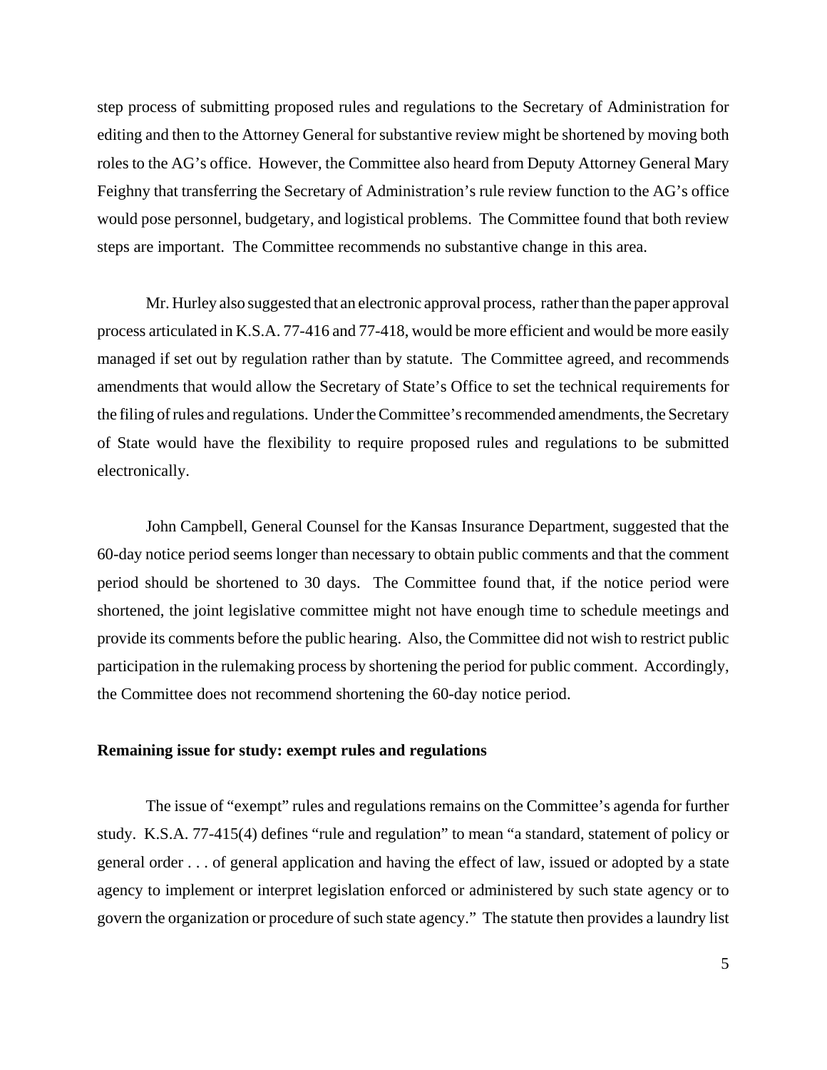step process of submitting proposed rules and regulations to the Secretary of Administration for editing and then to the Attorney General for substantive review might be shortened by moving both roles to the AG's office. However, the Committee also heard from Deputy Attorney General Mary Feighny that transferring the Secretary of Administration's rule review function to the AG's office would pose personnel, budgetary, and logistical problems. The Committee found that both review steps are important. The Committee recommends no substantive change in this area.

Mr. Hurley also suggested that an electronic approval process, rather than the paper approval process articulated in K.S.A. 77-416 and 77-418, would be more efficient and would be more easily managed if set out by regulation rather than by statute. The Committee agreed, and recommends amendments that would allow the Secretary of State's Office to set the technical requirements for the filing of rules and regulations. Under the Committee's recommended amendments, the Secretary of State would have the flexibility to require proposed rules and regulations to be submitted electronically.

John Campbell, General Counsel for the Kansas Insurance Department, suggested that the 60-day notice period seems longer than necessary to obtain public comments and that the comment period should be shortened to 30 days. The Committee found that, if the notice period were shortened, the joint legislative committee might not have enough time to schedule meetings and provide its comments before the public hearing. Also, the Committee did not wish to restrict public participation in the rulemaking process by shortening the period for public comment. Accordingly, the Committee does not recommend shortening the 60-day notice period.

**Remaining issue for study: exempt rules and regulations**

The issue of "exempt" rules and regulations remains on the Committee's agenda for further study. K.S.A. 77-415(4) defines "rule and regulation" to mean "a standard, statement of policy or general order . . . of general application and having the effect of law, issued or adopted by a state agency to implement or interpret legislation enforced or administered by such state agency or to govern the organization or procedure of such state agency." The statute then provides a laundry list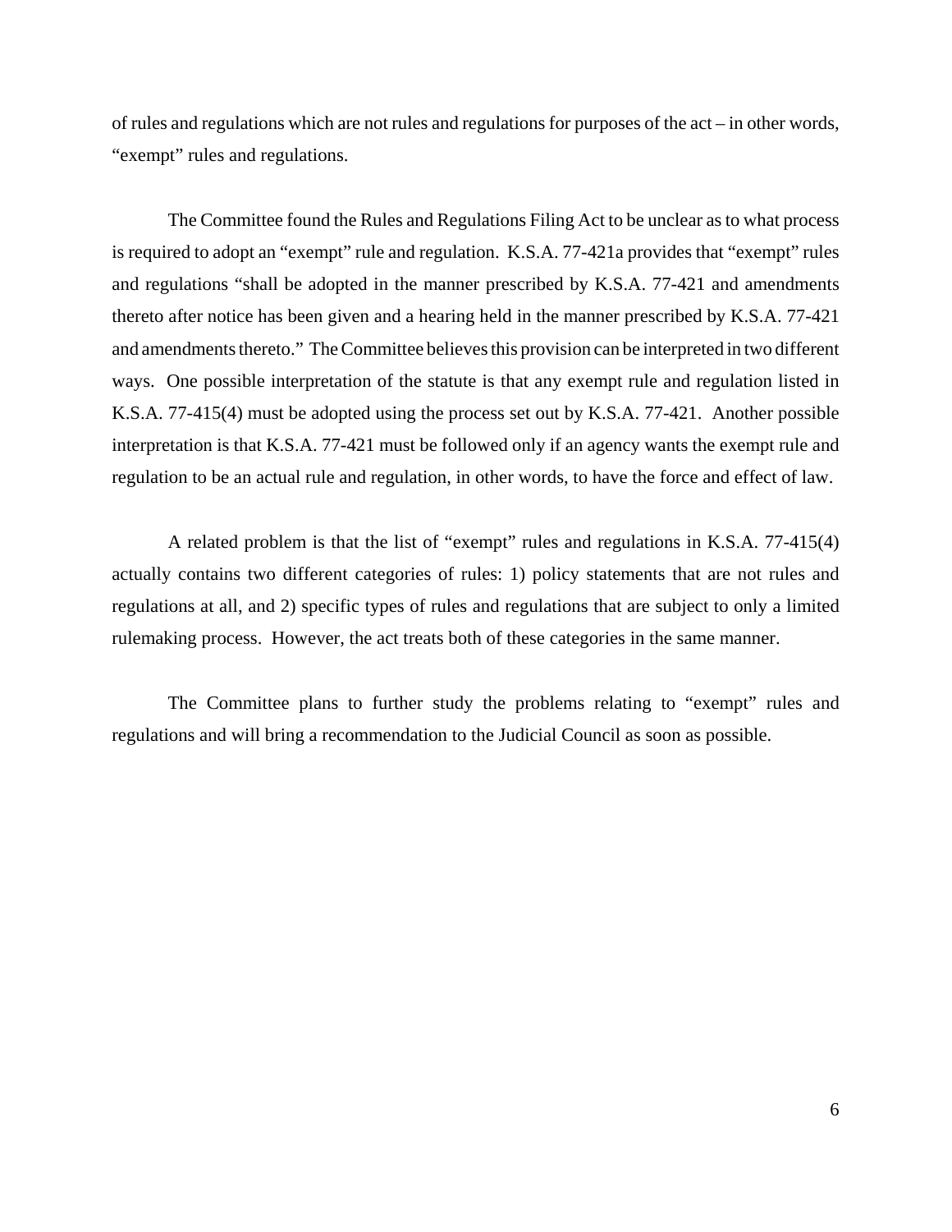of rules and regulations which are not rules and regulations for purposes of the act – in other words, "exempt" rules and regulations.

The Committee found the Rules and Regulations Filing Act to be unclear as to what process is required to adopt an "exempt" rule and regulation. K.S.A. 77-421a provides that "exempt" rules and regulations "shall be adopted in the manner prescribed by K.S.A. 77-421 and amendments thereto after notice has been given and a hearing held in the manner prescribed by K.S.A. 77-421 and amendments thereto." The Committee believes this provision can be interpreted in two different ways. One possible interpretation of the statute is that any exempt rule and regulation listed in K.S.A. 77-415(4) must be adopted using the process set out by K.S.A. 77-421. Another possible interpretation is that K.S.A. 77-421 must be followed only if an agency wants the exempt rule and regulation to be an actual rule and regulation, in other words, to have the force and effect of law.

A related problem is that the list of "exempt" rules and regulations in K.S.A. 77-415(4) actually contains two different categories of rules: 1) policy statements that are not rules and regulations at all, and 2) specific types of rules and regulations that are subject to only a limited rulemaking process. However, the act treats both of these categories in the same manner.

The Committee plans to further study the problems relating to "exempt" rules and regulations and will bring a recommendation to the Judicial Council as soon as possible.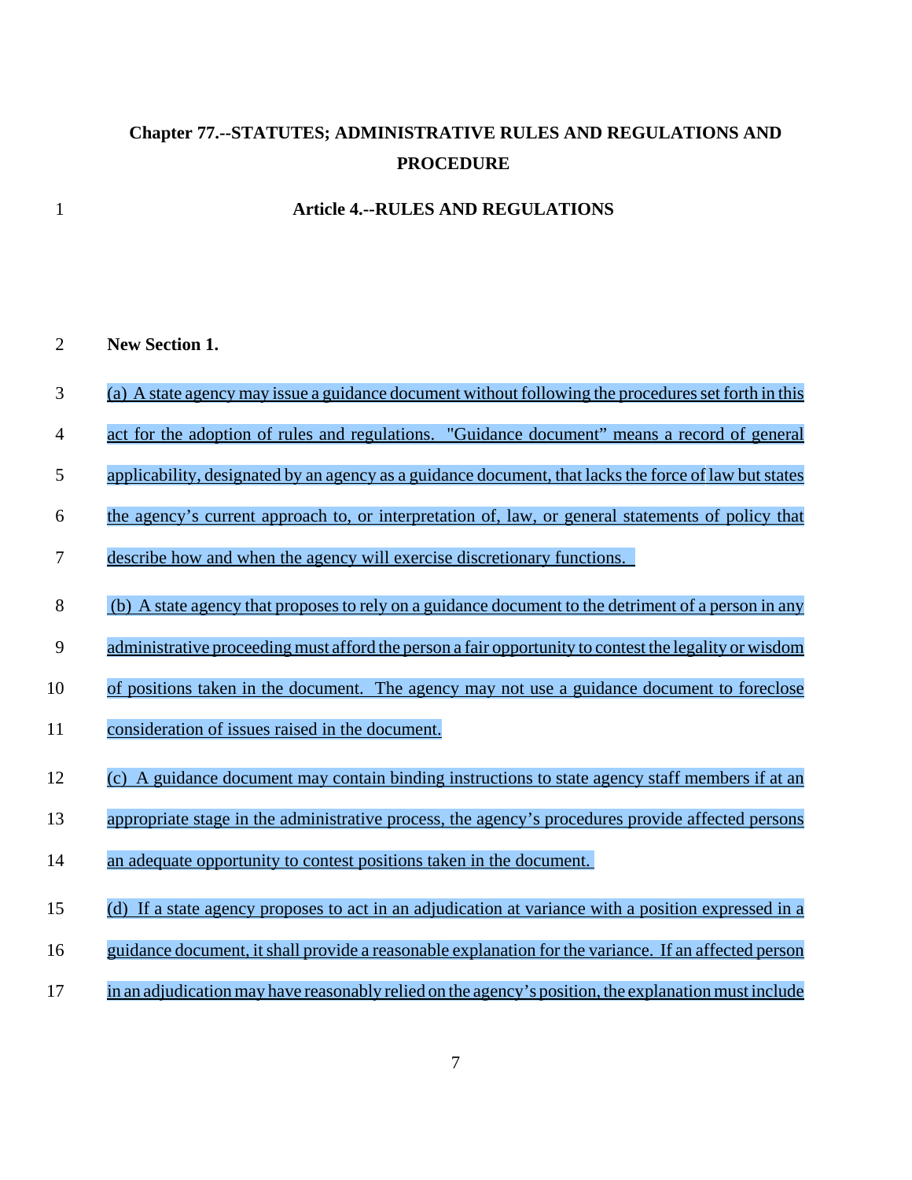## Chapter 77.--STATUTES; ADMINISTRATIVE RULES AND REGULATIONS AND PROCEDURE

### Article 4.--RULES AND REGULATIONS

**New Section 1.**

(a) A state agency may issue a guidance document without following the procedures set forth in this act for the adoption of rules and regulations. "Guidance document" means a record of general applicability, designated by an agency as a guidance document, that lacks the force of law but states the agency's current approach to, or interpretation of, law, or general statements of policy that describe how and when the agency will exercise discretionary functions.

(b) A state agency that proposes to rely on a guidance document to the detriment of a person in any administrative proceeding must afford the person a fair opportunity to contest the legality or wisdom of positions taken in the document. The agency may not use a guidance document to foreclose consideration of issues raised in the document.

(c) A guidance document may contain binding instructions to state agency staff members if at an appropriate stage in the administrative process, the agency's procedures provide affected persons an adequate opportunity to contest positions taken in the document.

(d) If a state agency proposes to act in an adjudication at variance with a position expressed in a guidance document, it shall provide a reasonable explanation for the variance. If an affected person in an adjudication may have reasonably relied on the agency's position, the explanation must include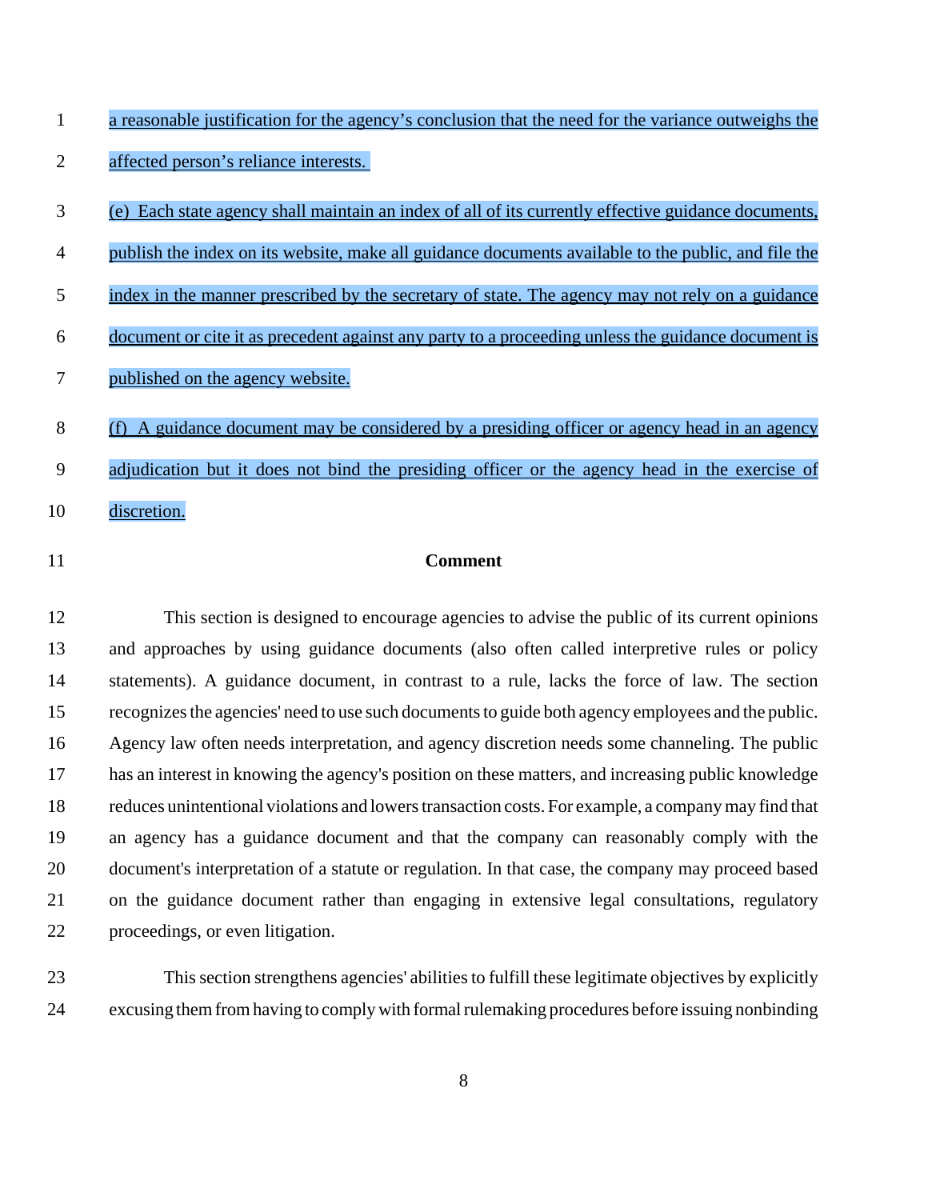a reasonable justification for the agency's conclusion that the need for the variance outweighs the affected person's reliance interests.

(e) Each state agency shall maintain an index of all of its currently effective guidance documents, publish the index on its website, make all guidance documents available to the public, and file the index in the manner prescribed by the secretary of state. The agency may not rely on a guidance document or cite it as precedent against any party to a proceeding unless the guidance document is published on the agency website.

(f) A guidance document may be considered by a presiding officer or agency head in an agency adjudication but it does not bind the presiding officer or the agency head in the exercise of discretion.

**Comment**

This section is designed to encourage agencies to advise the public of its current opinions and approaches by using guidance documents (also often called interpretive rules or policy statements). A guidance document, in contrast to a rule, lacks the force of law. The section recognizes the agencies' need to use such documents to guide both agency employees and the public. Agency law often needs interpretation, and agency discretion needs some channeling. The public has an interest in knowing the agency's position on these matters, and increasing public knowledge reduces unintentional violations and lowers transaction costs. For example, a company may find that an agency has a guidance document and that the company can reasonably comply with the document's interpretation of a statute or regulation. In that case, the company may proceed based on the guidance document rather than engaging in extensive legal consultations, regulatory proceedings, or even litigation.

This section strengthens agencies' abilities to fulfill these legitimate objectives by explicitly excusing them from having to comply with formal rulemaking procedures before issuing nonbinding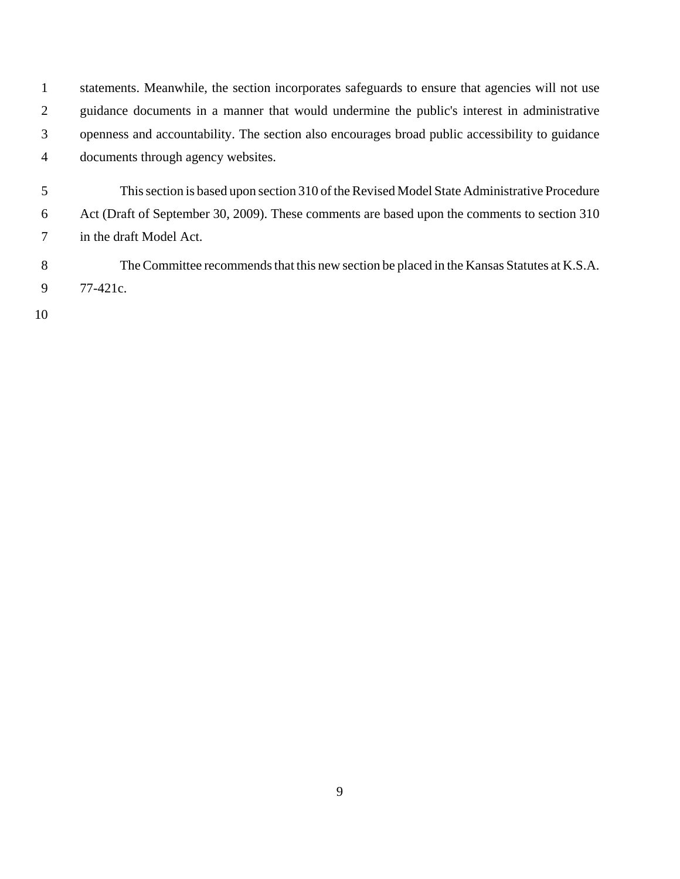statements. Meanwhile, the section incorporates safeguards to ensure that agencies will not use guidance documents in a manner that would undermine the public's interest in administrative openness and accountability. The section also encourages broad public accessibility to guidance documents through agency websites.

This section is based upon section 310 of the Revised Model State Administrative Procedure Act (Draft of September 30, 2009). These comments are based upon the comments to section 310 in the draft Model Act.

The Committee recommends that this new section be placed in the Kansas Statutes at K.S.A. 77-421c.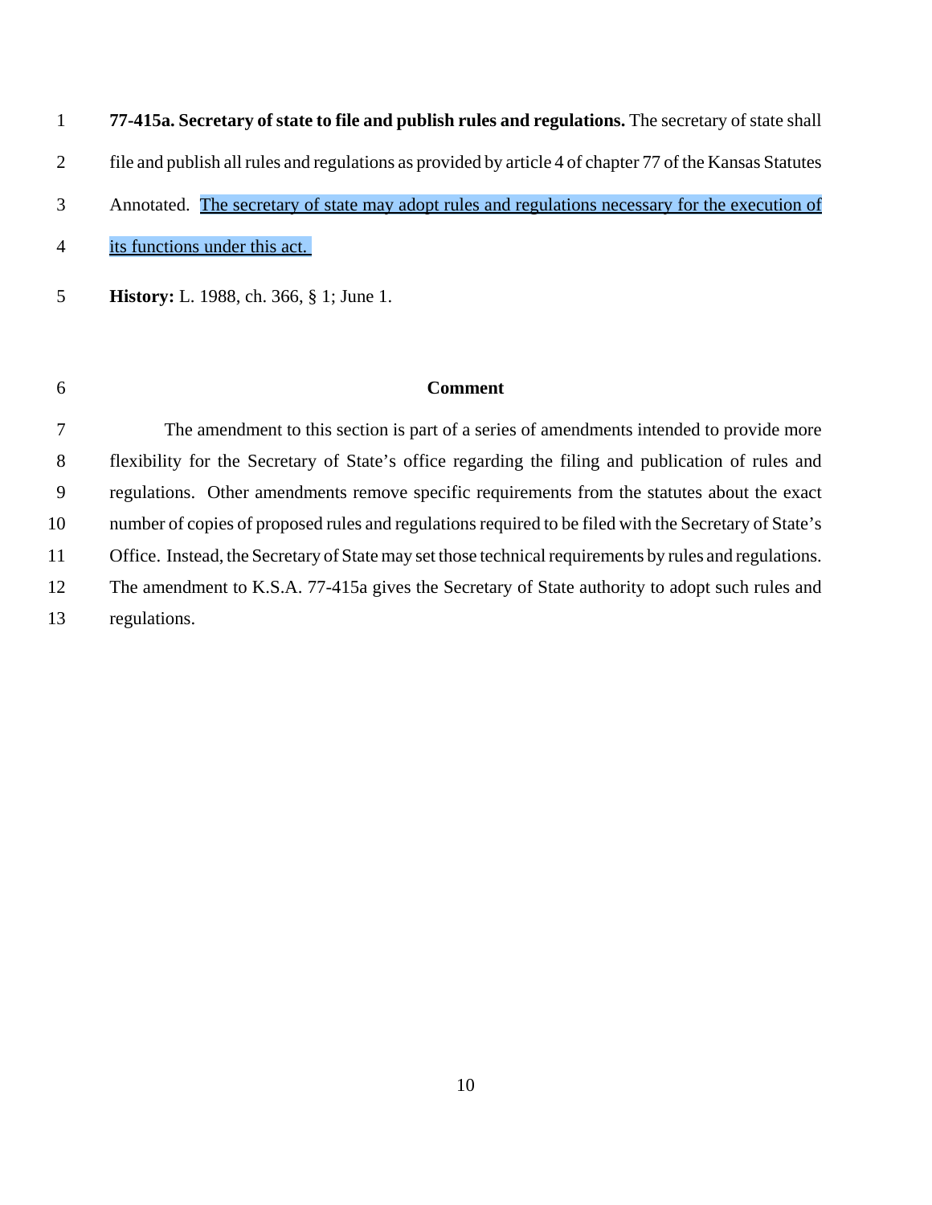**77-415a. Secretary of state to file and publish rules and regulations.** The secretary of state shall file and publish all rules and regulations as provided by article 4 of chapter 77 of the Kansas Statutes Annotated. <u>The secretary of state may adopt rules and regulations necessary for the execution of its functions under this act.</u>

**History:** L. 1988, ch. 366, § 1; June 1.

**Comment**

The amendment to this section is part of a series of amendments intended to provide more flexibility for the Secretary of State's office regarding the filing and publication of rules and regulations. Other amendments remove specific requirements from the statutes about the exact number of copies of proposed rules and regulations required to be filed with the Secretary of State's Office. Instead, the Secretary of State may set those technical requirements by rules and regulations. The amendment to K.S.A. 77-415a gives the Secretary of State authority to adopt such rules and regulations.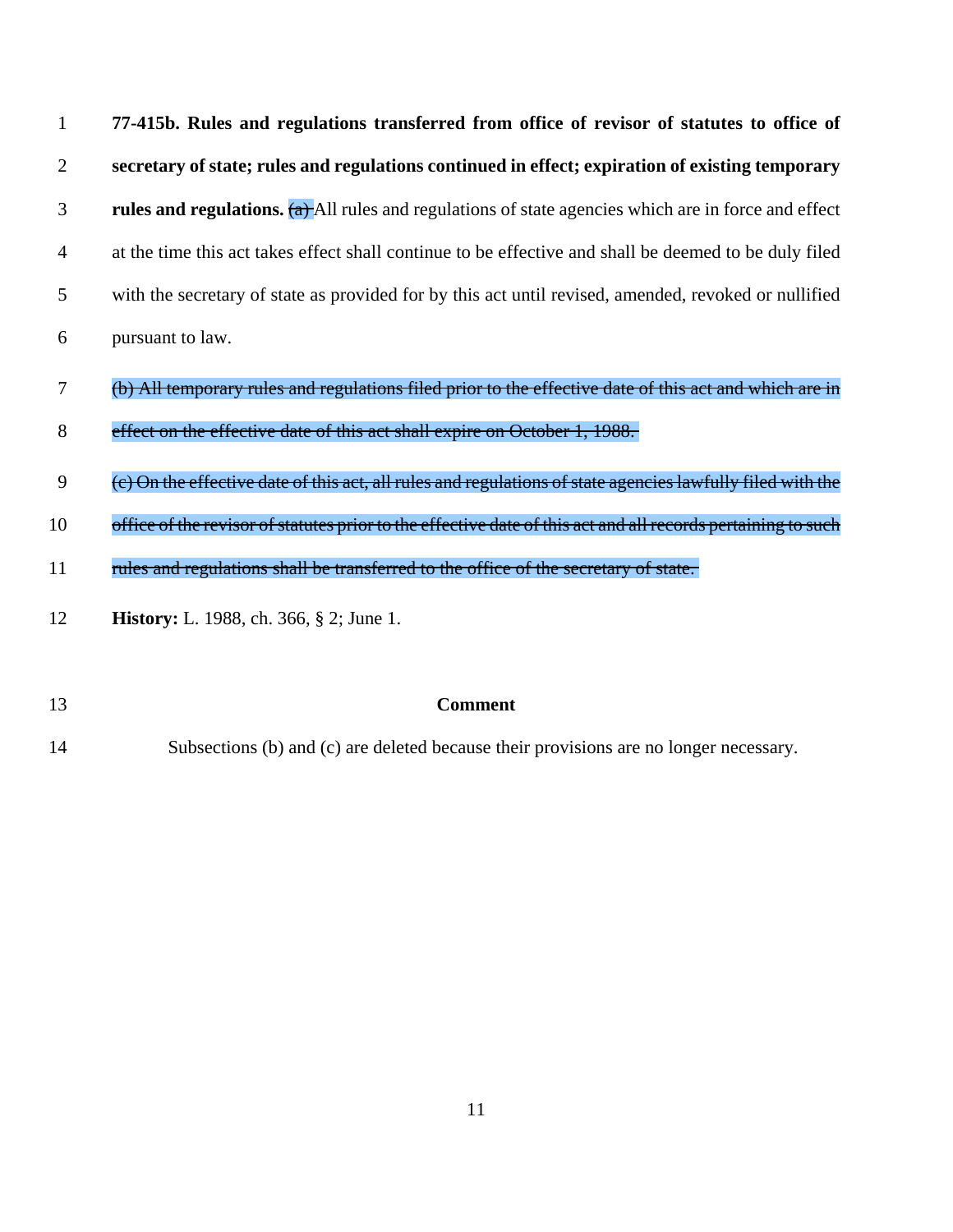**77-415b. Rules and regulations transferred from office of revisor of statutes to office of secretary of state; rules and regulations continued in effect; expiration of existing temporary rules and regulations.** ~~(a)~~ All rules and regulations of state agencies which are in force and effect at the time this act takes effect shall continue to be effective and shall be deemed to be duly filed with the secretary of state as provided for by this act until revised, amended, revoked or nullified pursuant to law.

~~(b) All temporary rules and regulations filed prior to the effective date of this act and which are in effect on the effective date of this act shall expire on October 1, 1988.~~

~~(c) On the effective date of this act, all rules and regulations of state agencies lawfully filed with the office of the revisor of statutes prior to the effective date of this act and all records pertaining to such rules and regulations shall be transferred to the office of the secretary of state.~~

**History:** L. 1988, ch. 366, § 2; June 1.

**Comment**

Subsections (b) and (c) are deleted because their provisions are no longer necessary.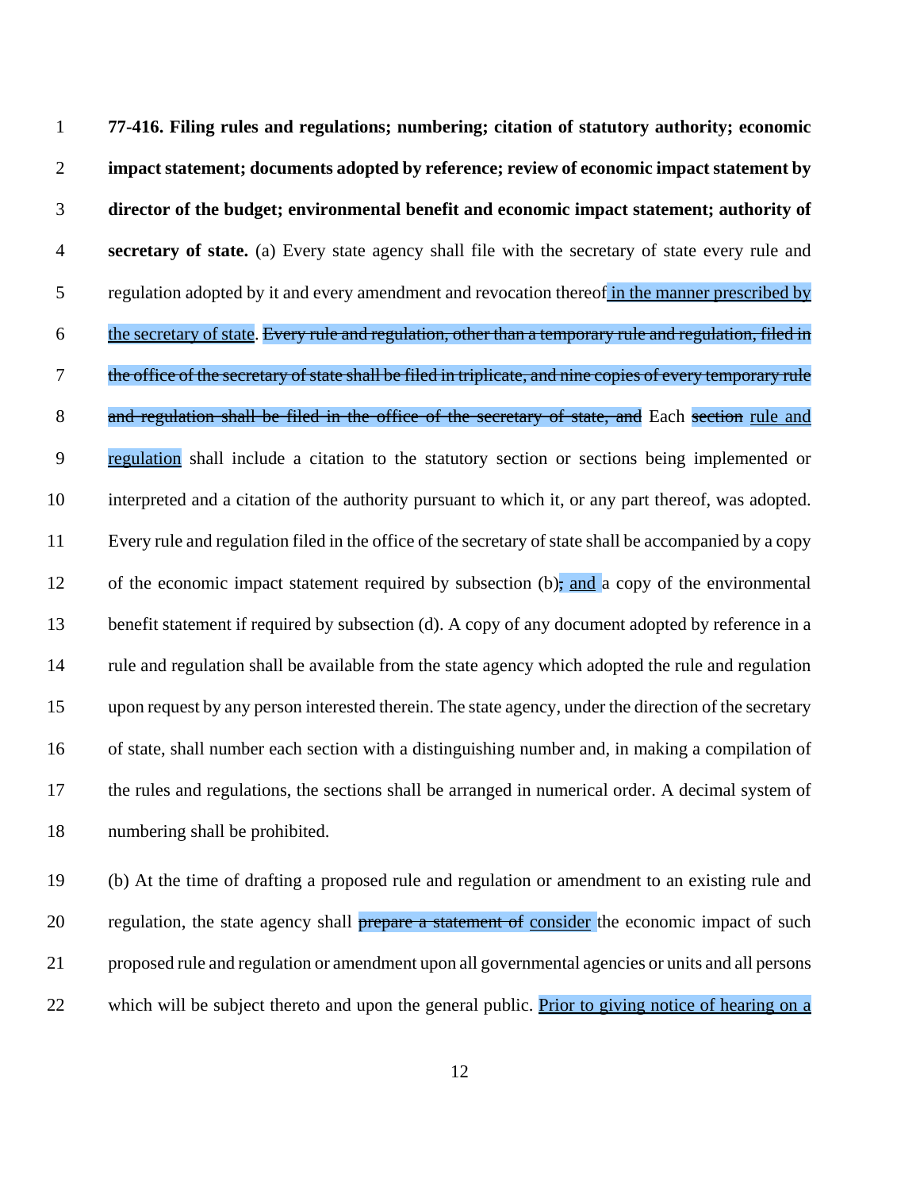**77-416. Filing rules and regulations; numbering; citation of statutory authority; economic impact statement; documents adopted by reference; review of economic impact statement by director of the budget; environmental benefit and economic impact statement; authority of secretary of state.** (a) Every state agency shall file with the secretary of state every rule and regulation adopted by it and every amendment and revocation thereof in the manner prescribed by the secretary of state. ~~Every rule and regulation, other than a temporary rule and regulation, filed in the office of the secretary of state shall be filed in triplicate, and nine copies of every temporary rule and regulation shall be filed in the office of the secretary of state, and~~ Each ~~section~~ rule and regulation shall include a citation to the statutory section or sections being implemented or interpreted and a citation of the authority pursuant to which it, or any part thereof, was adopted. Every rule and regulation filed in the office of the secretary of state shall be accompanied by a copy of the economic impact statement required by subsection (b)~~;~~ and a copy of the environmental benefit statement if required by subsection (d). A copy of any document adopted by reference in a rule and regulation shall be available from the state agency which adopted the rule and regulation upon request by any person interested therein. The state agency, under the direction of the secretary of state, shall number each section with a distinguishing number and, in making a compilation of the rules and regulations, the sections shall be arranged in numerical order. A decimal system of numbering shall be prohibited.

(b) At the time of drafting a proposed rule and regulation or amendment to an existing rule and regulation, the state agency shall ~~prepare a statement of~~ consider the economic impact of such proposed rule and regulation or amendment upon all governmental agencies or units and all persons which will be subject thereto and upon the general public. Prior to giving notice of hearing on a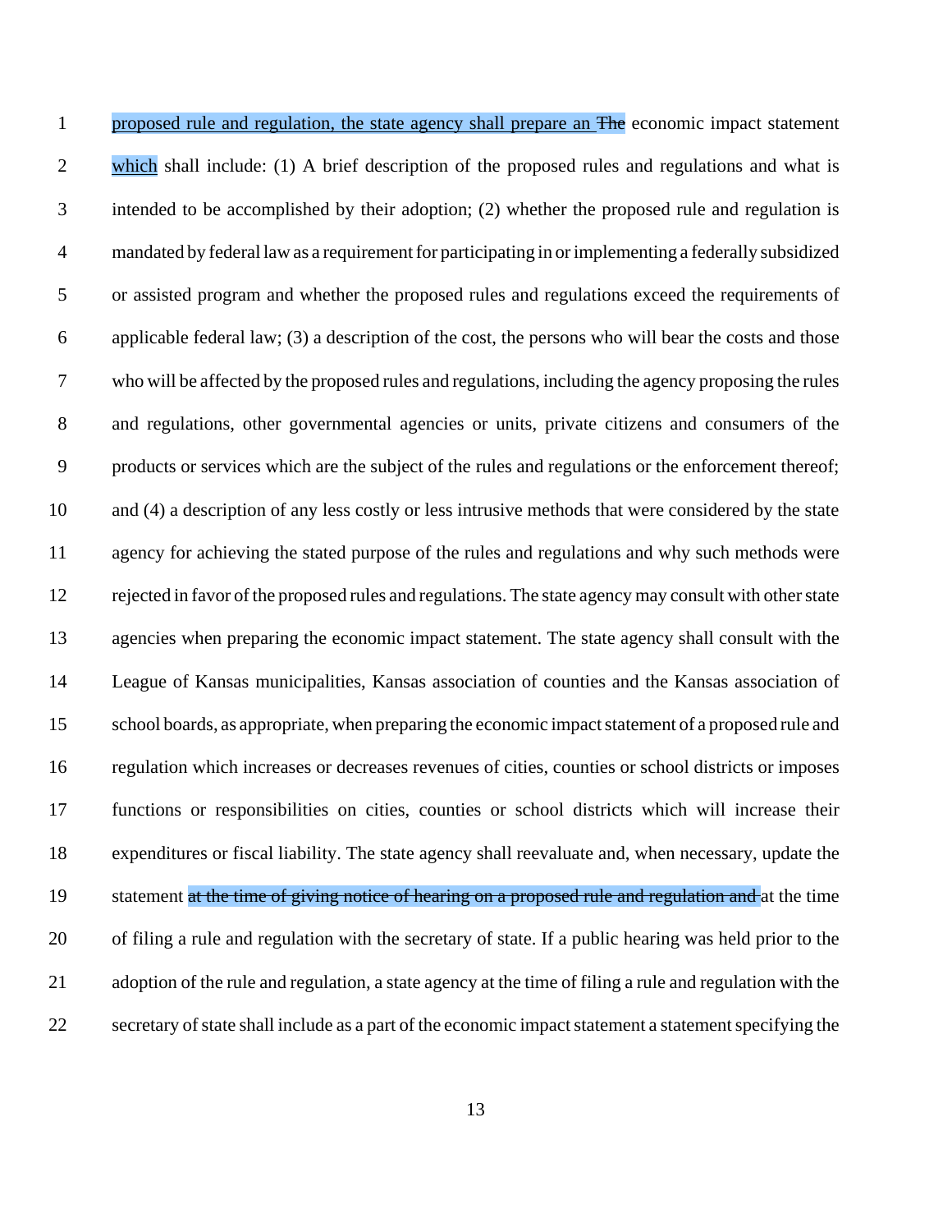proposed rule and regulation, the state agency shall prepare an ~~The~~ economic impact statement which shall include: (1) A brief description of the proposed rules and regulations and what is intended to be accomplished by their adoption; (2) whether the proposed rule and regulation is mandated by federal law as a requirement for participating in or implementing a federally subsidized or assisted program and whether the proposed rules and regulations exceed the requirements of applicable federal law; (3) a description of the cost, the persons who will bear the costs and those who will be affected by the proposed rules and regulations, including the agency proposing the rules and regulations, other governmental agencies or units, private citizens and consumers of the products or services which are the subject of the rules and regulations or the enforcement thereof; and (4) a description of any less costly or less intrusive methods that were considered by the state agency for achieving the stated purpose of the rules and regulations and why such methods were rejected in favor of the proposed rules and regulations. The state agency may consult with other state agencies when preparing the economic impact statement. The state agency shall consult with the League of Kansas municipalities, Kansas association of counties and the Kansas association of school boards, as appropriate, when preparing the economic impact statement of a proposed rule and regulation which increases or decreases revenues of cities, counties or school districts or imposes functions or responsibilities on cities, counties or school districts which will increase their expenditures or fiscal liability. The state agency shall reevaluate and, when necessary, update the statement ~~at the time of giving notice of hearing on a proposed rule and regulation and~~ at the time of filing a rule and regulation with the secretary of state. If a public hearing was held prior to the adoption of the rule and regulation, a state agency at the time of filing a rule and regulation with the secretary of state shall include as a part of the economic impact statement a statement specifying the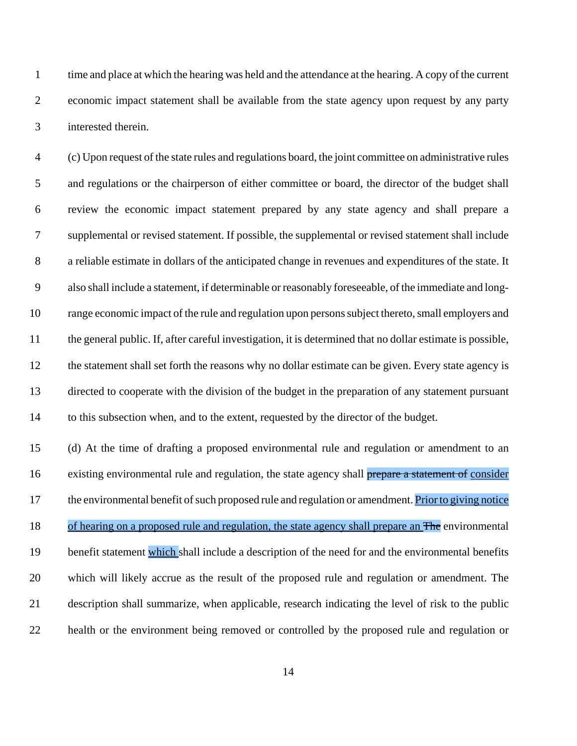time and place at which the hearing was held and the attendance at the hearing. A copy of the current economic impact statement shall be available from the state agency upon request by any party interested therein.

(c) Upon request of the state rules and regulations board, the joint committee on administrative rules and regulations or the chairperson of either committee or board, the director of the budget shall review the economic impact statement prepared by any state agency and shall prepare a supplemental or revised statement. If possible, the supplemental or revised statement shall include a reliable estimate in dollars of the anticipated change in revenues and expenditures of the state. It also shall include a statement, if determinable or reasonably foreseeable, of the immediate and long-range economic impact of the rule and regulation upon persons subject thereto, small employers and the general public. If, after careful investigation, it is determined that no dollar estimate is possible, the statement shall set forth the reasons why no dollar estimate can be given. Every state agency is directed to cooperate with the division of the budget in the preparation of any statement pursuant to this subsection when, and to the extent, requested by the director of the budget.

(d) At the time of drafting a proposed environmental rule and regulation or amendment to an existing environmental rule and regulation, the state agency shall ~~prepare a statement of~~ consider the environmental benefit of such proposed rule and regulation or amendment. Prior to giving notice of hearing on a proposed rule and regulation, the state agency shall prepare an ~~The~~ environmental benefit statement which shall include a description of the need for and the environmental benefits which will likely accrue as the result of the proposed rule and regulation or amendment. The description shall summarize, when applicable, research indicating the level of risk to the public health or the environment being removed or controlled by the proposed rule and regulation or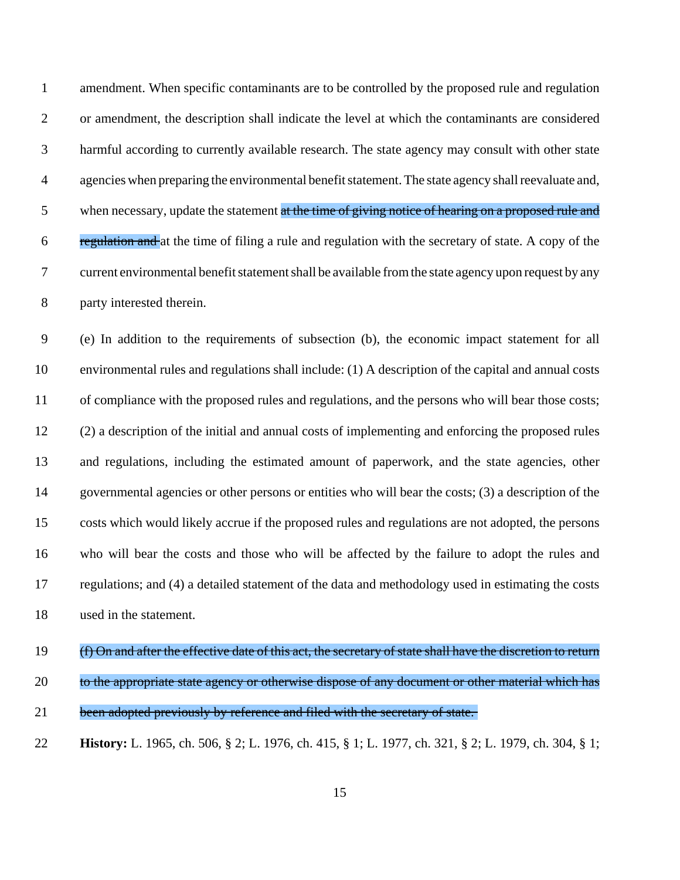amendment. When specific contaminants are to be controlled by the proposed rule and regulation or amendment, the description shall indicate the level at which the contaminants are considered harmful according to currently available research. The state agency may consult with other state agencies when preparing the environmental benefit statement. The state agency shall reevaluate and, when necessary, update the statement ~~at the time of giving notice of hearing on a proposed rule and regulation and~~ at the time of filing a rule and regulation with the secretary of state. A copy of the current environmental benefit statement shall be available from the state agency upon request by any party interested therein.

(e) In addition to the requirements of subsection (b), the economic impact statement for all environmental rules and regulations shall include: (1) A description of the capital and annual costs of compliance with the proposed rules and regulations, and the persons who will bear those costs; (2) a description of the initial and annual costs of implementing and enforcing the proposed rules and regulations, including the estimated amount of paperwork, and the state agencies, other governmental agencies or other persons or entities who will bear the costs; (3) a description of the costs which would likely accrue if the proposed rules and regulations are not adopted, the persons who will bear the costs and those who will be affected by the failure to adopt the rules and regulations; and (4) a detailed statement of the data and methodology used in estimating the costs used in the statement.

~~(f) On and after the effective date of this act, the secretary of state shall have the discretion to return to the appropriate state agency or otherwise dispose of any document or other material which has been adopted previously by reference and filed with the secretary of state.~~

**History:** L. 1965, ch. 506, § 2; L. 1976, ch. 415, § 1; L. 1977, ch. 321, § 2; L. 1979, ch. 304, § 1;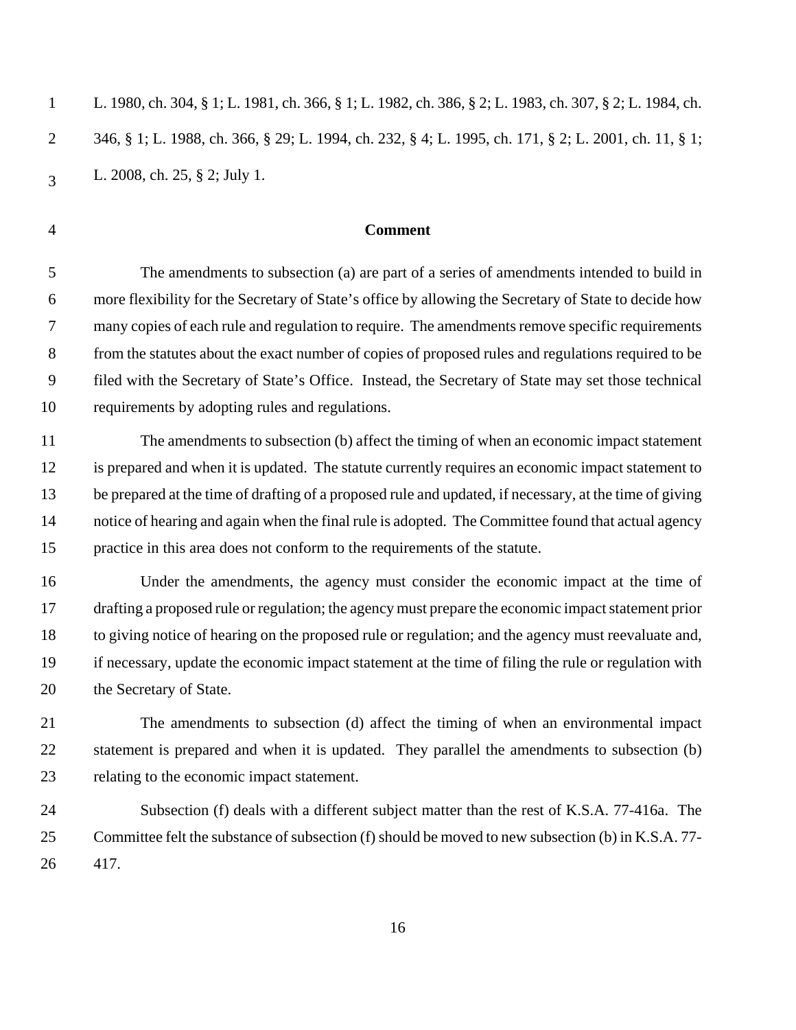L. 1980, ch. 304, § 1; L. 1981, ch. 366, § 1; L. 1982, ch. 386, § 2; L. 1983, ch. 307, § 2; L. 1984, ch. 346, § 1; L. 1988, ch. 366, § 29; L. 1994, ch. 232, § 4; L. 1995, ch. 171, § 2; L. 2001, ch. 11, § 1; L. 2008, ch. 25, § 2; July 1.

**Comment**

The amendments to subsection (a) are part of a series of amendments intended to build in more flexibility for the Secretary of State's office by allowing the Secretary of State to decide how many copies of each rule and regulation to require. The amendments remove specific requirements from the statutes about the exact number of copies of proposed rules and regulations required to be filed with the Secretary of State's Office. Instead, the Secretary of State may set those technical requirements by adopting rules and regulations.

The amendments to subsection (b) affect the timing of when an economic impact statement is prepared and when it is updated. The statute currently requires an economic impact statement to be prepared at the time of drafting of a proposed rule and updated, if necessary, at the time of giving notice of hearing and again when the final rule is adopted. The Committee found that actual agency practice in this area does not conform to the requirements of the statute.

Under the amendments, the agency must consider the economic impact at the time of drafting a proposed rule or regulation; the agency must prepare the economic impact statement prior to giving notice of hearing on the proposed rule or regulation; and the agency must reevaluate and, if necessary, update the economic impact statement at the time of filing the rule or regulation with the Secretary of State.

The amendments to subsection (d) affect the timing of when an environmental impact statement is prepared and when it is updated. They parallel the amendments to subsection (b) relating to the economic impact statement.

Subsection (f) deals with a different subject matter than the rest of K.S.A. 77-416a. The Committee felt the substance of subsection (f) should be moved to new subsection (b) in K.S.A. 77-417.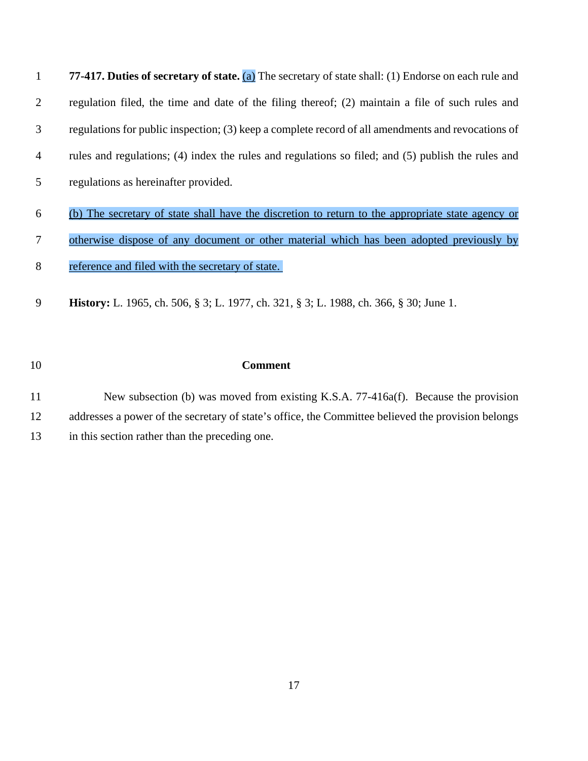**77-417. Duties of secretary of state.** (a) The secretary of state shall: (1) Endorse on each rule and regulation filed, the time and date of the filing thereof; (2) maintain a file of such rules and regulations for public inspection; (3) keep a complete record of all amendments and revocations of rules and regulations; (4) index the rules and regulations so filed; and (5) publish the rules and regulations as hereinafter provided.

(b) The secretary of state shall have the discretion to return to the appropriate state agency or otherwise dispose of any document or other material which has been adopted previously by reference and filed with the secretary of state.

**History:** L. 1965, ch. 506, § 3; L. 1977, ch. 321, § 3; L. 1988, ch. 366, § 30; June 1.

**Comment**

New subsection (b) was moved from existing K.S.A. 77-416a(f). Because the provision addresses a power of the secretary of state's office, the Committee believed the provision belongs in this section rather than the preceding one.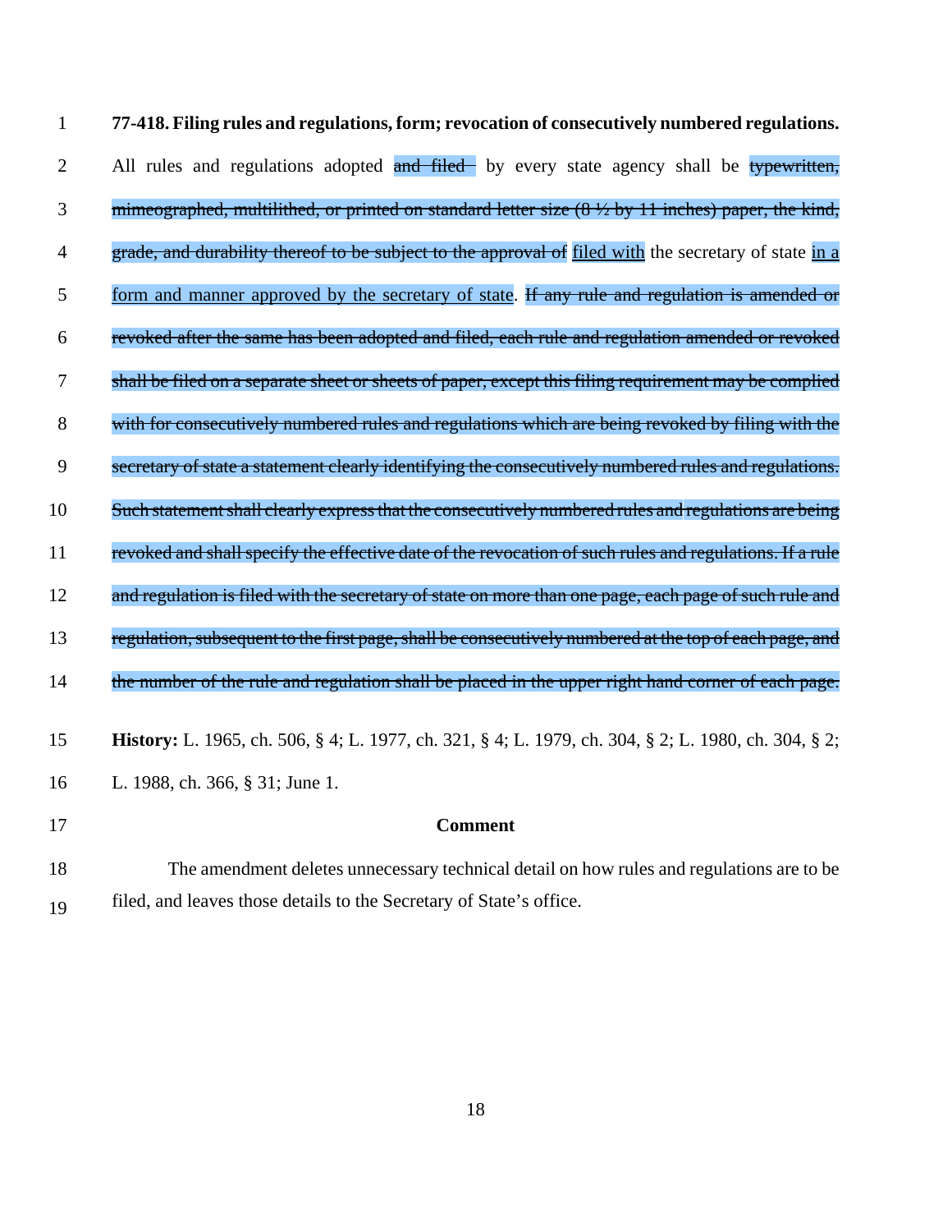**77-418. Filing rules and regulations, form; revocation of consecutively numbered regulations.** All rules and regulations adopted ~~and filed~~ by every state agency shall be ~~typewritten, mimeographed, multilithed, or printed on standard letter size (8 ½ by 11 inches) paper, the kind, grade, and durability thereof to be subject to the approval of~~ <u>filed with</u> the secretary of state <u>in a form and manner approved by the secretary of state</u>. ~~If any rule and regulation is amended or revoked after the same has been adopted and filed, each rule and regulation amended or revoked shall be filed on a separate sheet or sheets of paper, except this filing requirement may be complied with for consecutively numbered rules and regulations which are being revoked by filing with the secretary of state a statement clearly identifying the consecutively numbered rules and regulations. Such statement shall clearly express that the consecutively numbered rules and regulations are being revoked and shall specify the effective date of the revocation of such rules and regulations. If a rule and regulation is filed with the secretary of state on more than one page, each page of such rule and regulation, subsequent to the first page, shall be consecutively numbered at the top of each page, and the number of the rule and regulation shall be placed in the upper right hand corner of each page.~~

**History:** L. 1965, ch. 506, § 4; L. 1977, ch. 321, § 4; L. 1979, ch. 304, § 2; L. 1980, ch. 304, § 2; L. 1988, ch. 366, § 31; June 1.

**Comment**

The amendment deletes unnecessary technical detail on how rules and regulations are to be filed, and leaves those details to the Secretary of State's office.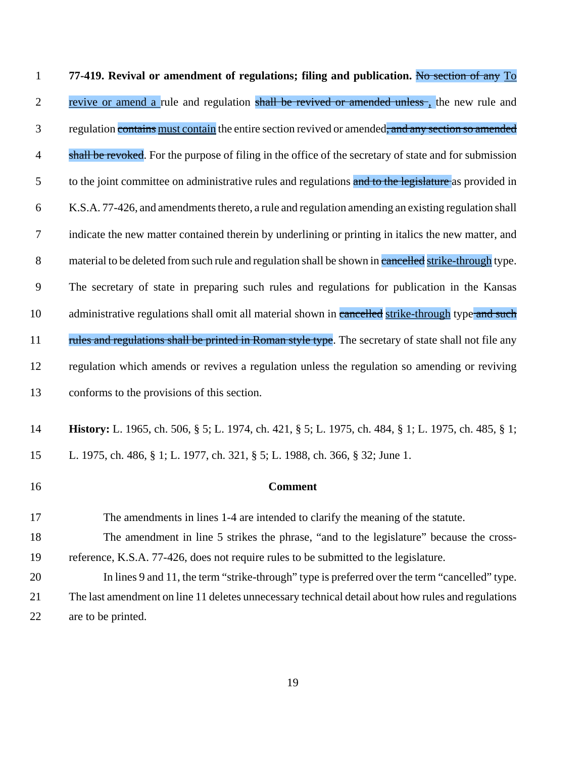**77-419. Revival or amendment of regulations; filing and publication.** ~~No section of any~~ <u>To revive or amend a</u> rule and regulation ~~shall be revived or amended unless~~ <u>,</u> the new rule and regulation ~~contains~~ <u>must contain</u> the entire section revived or amended~~, and any section so amended shall be revoked~~. For the purpose of filing in the office of the secretary of state and for submission to the joint committee on administrative rules and regulations ~~and to the legislature~~ as provided in K.S.A. 77-426, and amendments thereto, a rule and regulation amending an existing regulation shall indicate the new matter contained therein by underlining or printing in italics the new matter, and material to be deleted from such rule and regulation shall be shown in ~~cancelled~~ <u>strike-through</u> type. The secretary of state in preparing such rules and regulations for publication in the Kansas administrative regulations shall omit all material shown in ~~cancelled~~ <u>strike-through</u> type ~~and such rules and regulations shall be printed in Roman style type~~. The secretary of state shall not file any regulation which amends or revives a regulation unless the regulation so amending or reviving conforms to the provisions of this section.

**History:** L. 1965, ch. 506, § 5; L. 1974, ch. 421, § 5; L. 1975, ch. 484, § 1; L. 1975, ch. 485, § 1; L. 1975, ch. 486, § 1; L. 1977, ch. 321, § 5; L. 1988, ch. 366, § 32; June 1.

**Comment**

The amendments in lines 1-4 are intended to clarify the meaning of the statute.

The amendment in line 5 strikes the phrase, "and to the legislature" because the cross-reference, K.S.A. 77-426, does not require rules to be submitted to the legislature.

In lines 9 and 11, the term "strike-through" type is preferred over the term "cancelled" type. The last amendment on line 11 deletes unnecessary technical detail about how rules and regulations are to be printed.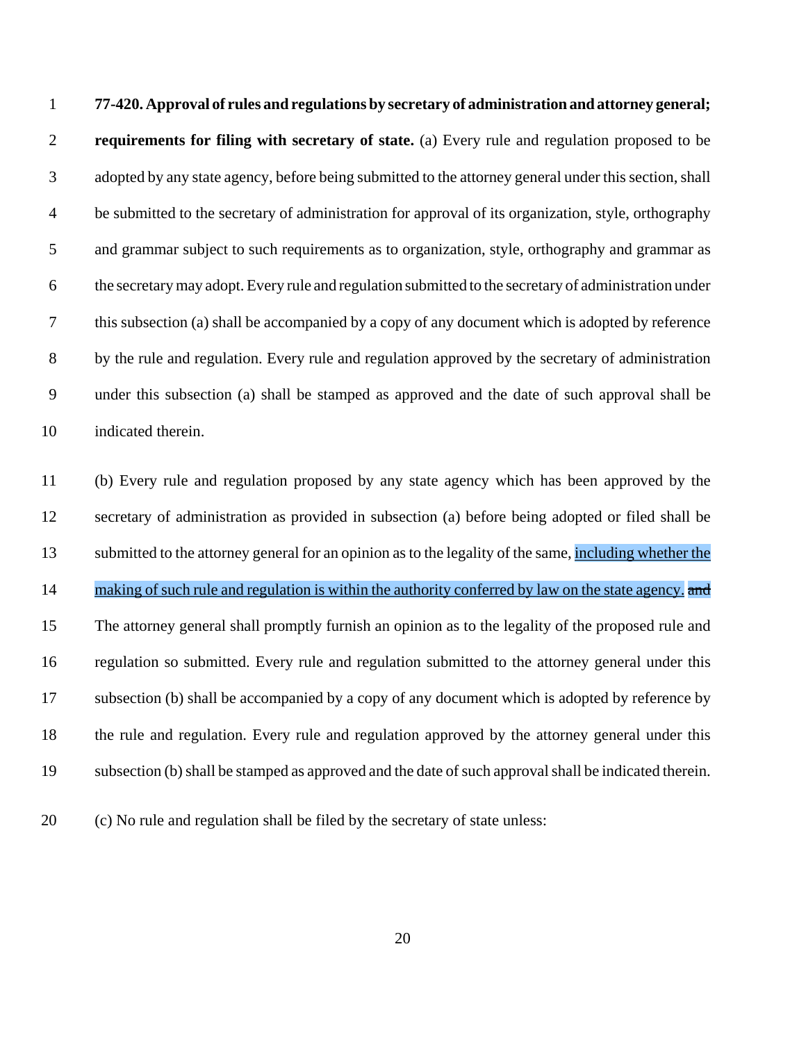**77-420. Approval of rules and regulations by secretary of administration and attorney general; requirements for filing with secretary of state.** (a) Every rule and regulation proposed to be adopted by any state agency, before being submitted to the attorney general under this section, shall be submitted to the secretary of administration for approval of its organization, style, orthography and grammar subject to such requirements as to organization, style, orthography and grammar as the secretary may adopt. Every rule and regulation submitted to the secretary of administration under this subsection (a) shall be accompanied by a copy of any document which is adopted by reference by the rule and regulation. Every rule and regulation approved by the secretary of administration under this subsection (a) shall be stamped as approved and the date of such approval shall be indicated therein.

(b) Every rule and regulation proposed by any state agency which has been approved by the secretary of administration as provided in subsection (a) before being adopted or filed shall be submitted to the attorney general for an opinion as to the legality of the same, <u>including whether the making of such rule and regulation is within the authority conferred by law on the state agency.</u> ~~and~~ The attorney general shall promptly furnish an opinion as to the legality of the proposed rule and regulation so submitted. Every rule and regulation submitted to the attorney general under this subsection (b) shall be accompanied by a copy of any document which is adopted by reference by the rule and regulation. Every rule and regulation approved by the attorney general under this subsection (b) shall be stamped as approved and the date of such approval shall be indicated therein.

(c) No rule and regulation shall be filed by the secretary of state unless: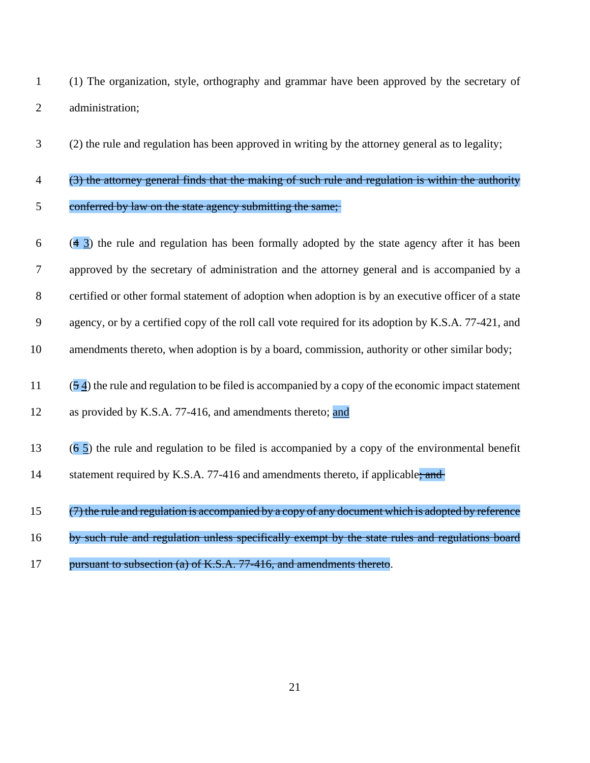(1) The organization, style, orthography and grammar have been approved by the secretary of administration;

(2) the rule and regulation has been approved in writing by the attorney general as to legality;

~~(3) the attorney general finds that the making of such rule and regulation is within the authority conferred by law on the state agency submitting the same;~~

(~~4~~ <u>3</u>) the rule and regulation has been formally adopted by the state agency after it has been approved by the secretary of administration and the attorney general and is accompanied by a certified or other formal statement of adoption when adoption is by an executive officer of a state agency, or by a certified copy of the roll call vote required for its adoption by K.S.A. 77-421, and amendments thereto, when adoption is by a board, commission, authority or other similar body;

(~~5~~ <u>4</u>) the rule and regulation to be filed is accompanied by a copy of the economic impact statement as provided by K.S.A. 77-416, and amendments thereto; <u>and</u>

(~~6~~ <u>5</u>) the rule and regulation to be filed is accompanied by a copy of the environmental benefit statement required by K.S.A. 77-416 and amendments thereto, if applicable~~; and~~

~~(7) the rule and regulation is accompanied by a copy of any document which is adopted by reference by such rule and regulation unless specifically exempt by the state rules and regulations board pursuant to subsection (a) of K.S.A. 77-416, and amendments thereto~~.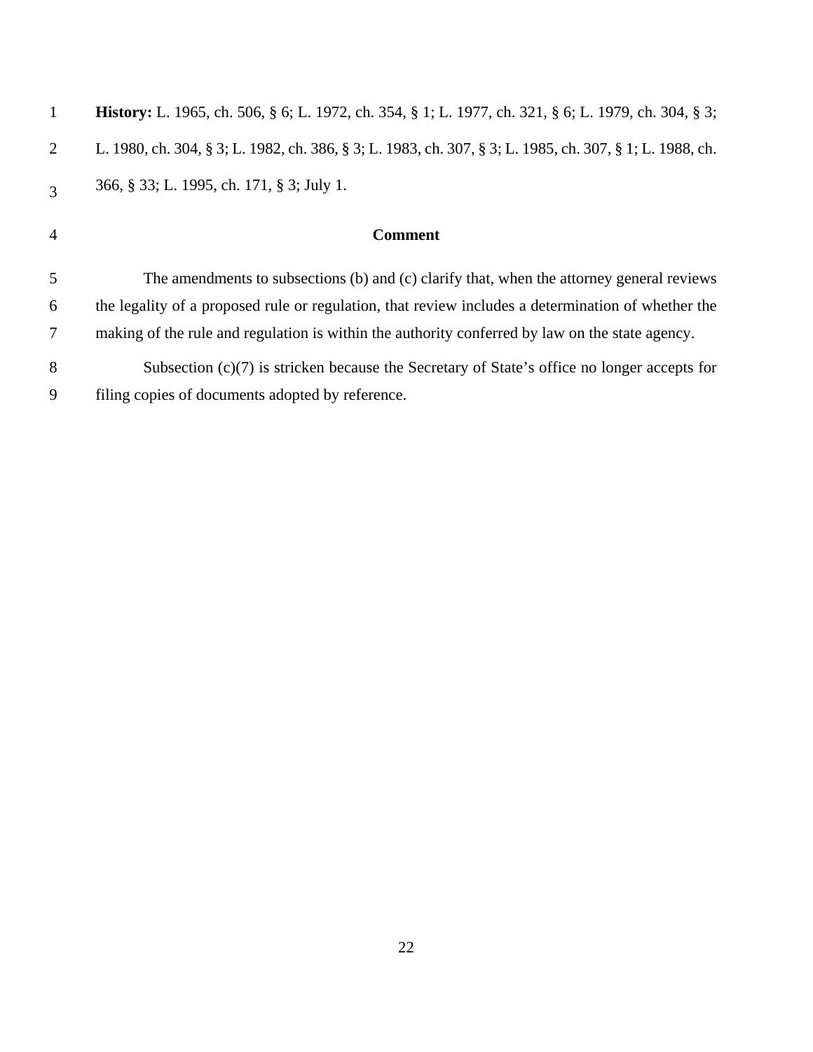**History:** L. 1965, ch. 506, § 6; L. 1972, ch. 354, § 1; L. 1977, ch. 321, § 6; L. 1979, ch. 304, § 3; L. 1980, ch. 304, § 3; L. 1982, ch. 386, § 3; L. 1983, ch. 307, § 3; L. 1985, ch. 307, § 1; L. 1988, ch. 366, § 33; L. 1995, ch. 171, § 3; July 1.

## Comment

The amendments to subsections (b) and (c) clarify that, when the attorney general reviews the legality of a proposed rule or regulation, that review includes a determination of whether the making of the rule and regulation is within the authority conferred by law on the state agency.

Subsection (c)(7) is stricken because the Secretary of State's office no longer accepts for filing copies of documents adopted by reference.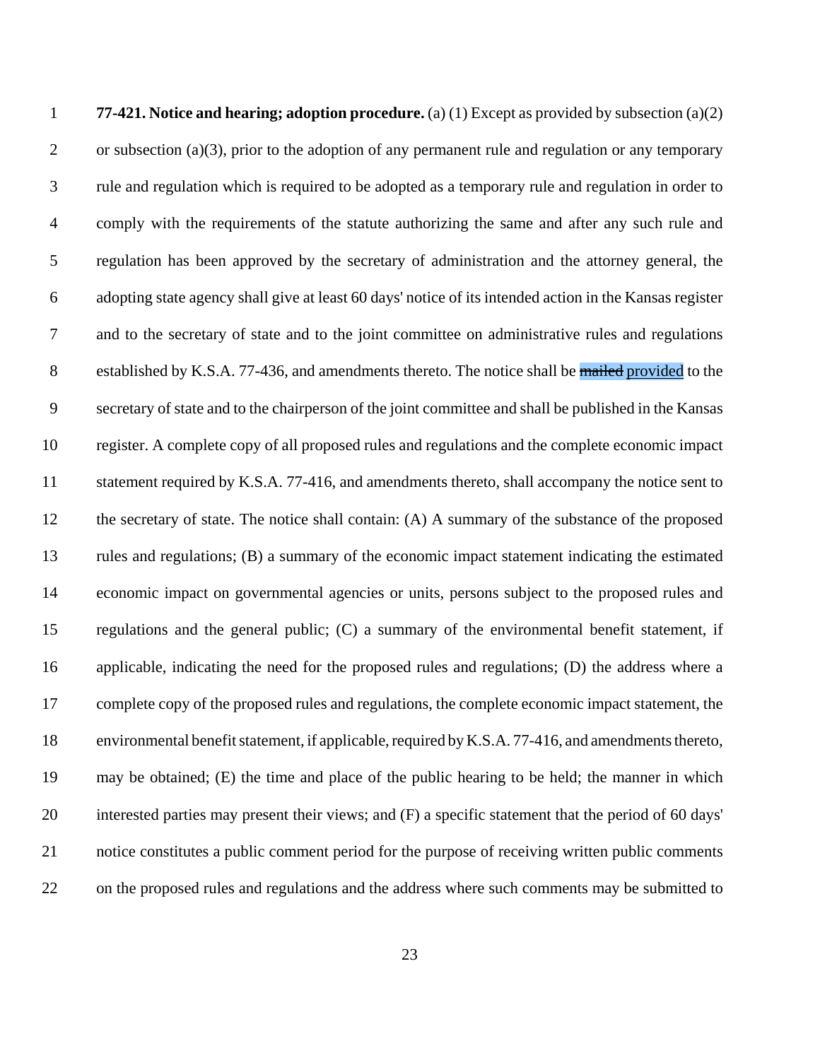**77-421. Notice and hearing; adoption procedure.** (a) (1) Except as provided by subsection (a)(2) or subsection (a)(3), prior to the adoption of any permanent rule and regulation or any temporary rule and regulation which is required to be adopted as a temporary rule and regulation in order to comply with the requirements of the statute authorizing the same and after any such rule and regulation has been approved by the secretary of administration and the attorney general, the adopting state agency shall give at least 60 days' notice of its intended action in the Kansas register and to the secretary of state and to the joint committee on administrative rules and regulations established by K.S.A. 77-436, and amendments thereto. The notice shall be ~~mailed~~ provided to the secretary of state and to the chairperson of the joint committee and shall be published in the Kansas register. A complete copy of all proposed rules and regulations and the complete economic impact statement required by K.S.A. 77-416, and amendments thereto, shall accompany the notice sent to the secretary of state. The notice shall contain: (A) A summary of the substance of the proposed rules and regulations; (B) a summary of the economic impact statement indicating the estimated economic impact on governmental agencies or units, persons subject to the proposed rules and regulations and the general public; (C) a summary of the environmental benefit statement, if applicable, indicating the need for the proposed rules and regulations; (D) the address where a complete copy of the proposed rules and regulations, the complete economic impact statement, the environmental benefit statement, if applicable, required by K.S.A. 77-416, and amendments thereto, may be obtained; (E) the time and place of the public hearing to be held; the manner in which interested parties may present their views; and (F) a specific statement that the period of 60 days' notice constitutes a public comment period for the purpose of receiving written public comments on the proposed rules and regulations and the address where such comments may be submitted to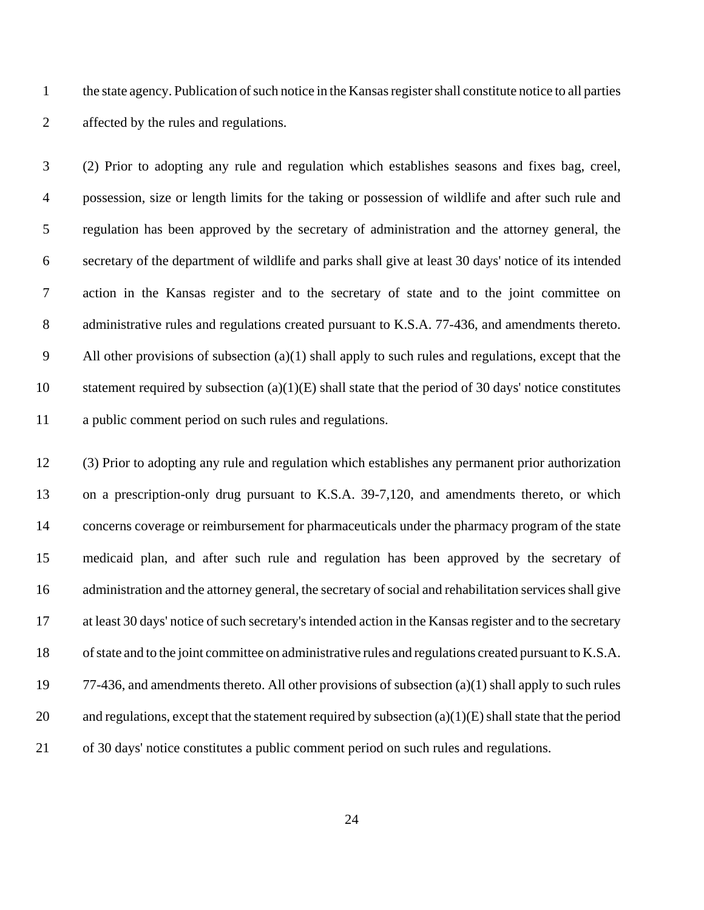the state agency. Publication of such notice in the Kansas register shall constitute notice to all parties affected by the rules and regulations.

(2) Prior to adopting any rule and regulation which establishes seasons and fixes bag, creel, possession, size or length limits for the taking or possession of wildlife and after such rule and regulation has been approved by the secretary of administration and the attorney general, the secretary of the department of wildlife and parks shall give at least 30 days' notice of its intended action in the Kansas register and to the secretary of state and to the joint committee on administrative rules and regulations created pursuant to K.S.A. 77-436, and amendments thereto. All other provisions of subsection (a)(1) shall apply to such rules and regulations, except that the statement required by subsection (a)(1)(E) shall state that the period of 30 days' notice constitutes a public comment period on such rules and regulations.

(3) Prior to adopting any rule and regulation which establishes any permanent prior authorization on a prescription-only drug pursuant to K.S.A. 39-7,120, and amendments thereto, or which concerns coverage or reimbursement for pharmaceuticals under the pharmacy program of the state medicaid plan, and after such rule and regulation has been approved by the secretary of administration and the attorney general, the secretary of social and rehabilitation services shall give at least 30 days' notice of such secretary's intended action in the Kansas register and to the secretary of state and to the joint committee on administrative rules and regulations created pursuant to K.S.A. 77-436, and amendments thereto. All other provisions of subsection (a)(1) shall apply to such rules and regulations, except that the statement required by subsection (a)(1)(E) shall state that the period of 30 days' notice constitutes a public comment period on such rules and regulations.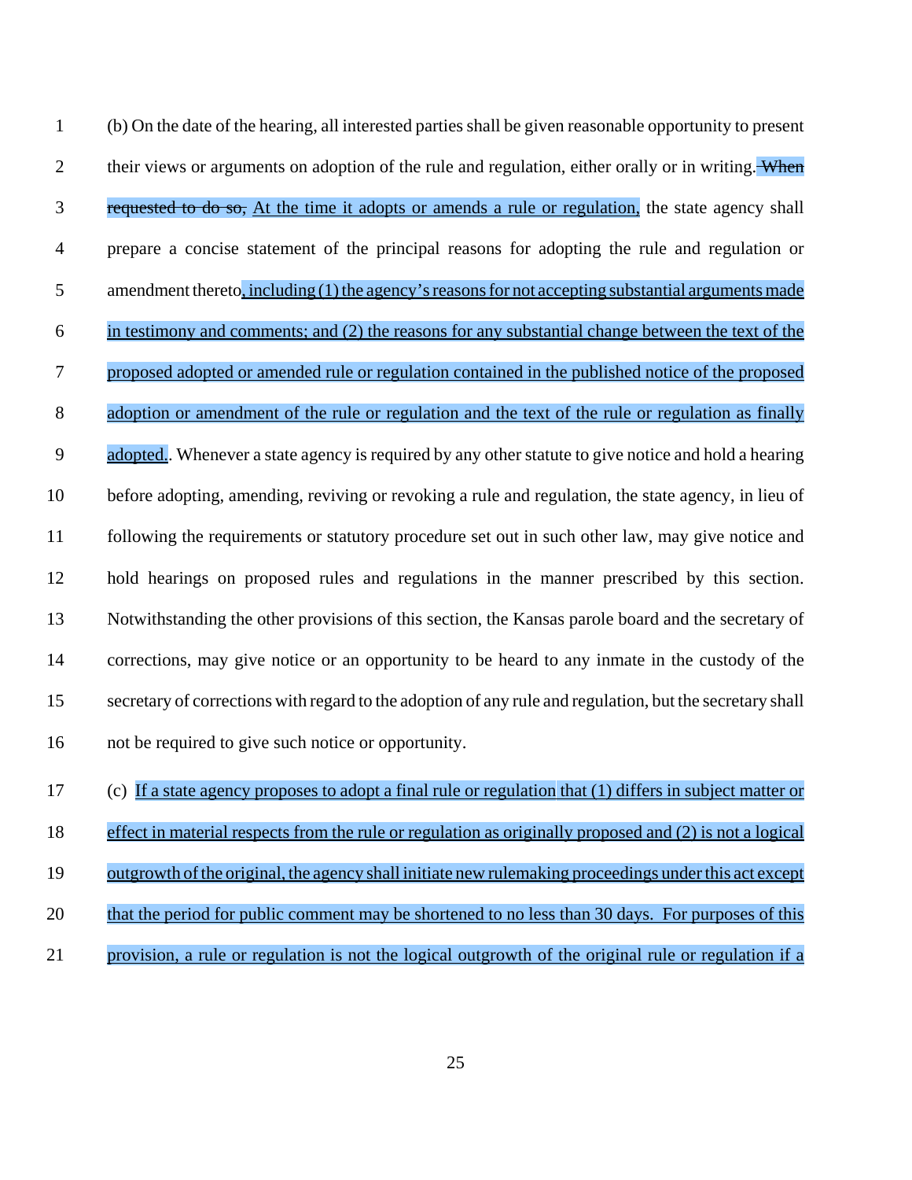(b) On the date of the hearing, all interested parties shall be given reasonable opportunity to present their views or arguments on adoption of the rule and regulation, either orally or in writing. ~~When requested to do so,~~ <u>At the time it adopts or amends a rule or regulation,</u> the state agency shall prepare a concise statement of the principal reasons for adopting the rule and regulation or amendment thereto<u>, including (1) the agency's reasons for not accepting substantial arguments made in testimony and comments; and (2) the reasons for any substantial change between the text of the proposed adopted or amended rule or regulation contained in the published notice of the proposed adoption or amendment of the rule or regulation and the text of the rule or regulation as finally adopted.</u>. Whenever a state agency is required by any other statute to give notice and hold a hearing before adopting, amending, reviving or revoking a rule and regulation, the state agency, in lieu of following the requirements or statutory procedure set out in such other law, may give notice and hold hearings on proposed rules and regulations in the manner prescribed by this section. Notwithstanding the other provisions of this section, the Kansas parole board and the secretary of corrections, may give notice or an opportunity to be heard to any inmate in the custody of the secretary of corrections with regard to the adoption of any rule and regulation, but the secretary shall not be required to give such notice or opportunity.

(c) <u>If a state agency proposes to adopt a final rule or regulation that (1) differs in subject matter or effect in material respects from the rule or regulation as originally proposed and (2) is not a logical outgrowth of the original, the agency shall initiate new rulemaking proceedings under this act except that the period for public comment may be shortened to no less than 30 days. For purposes of this provision, a rule or regulation is not the logical outgrowth of the original rule or regulation if a</u>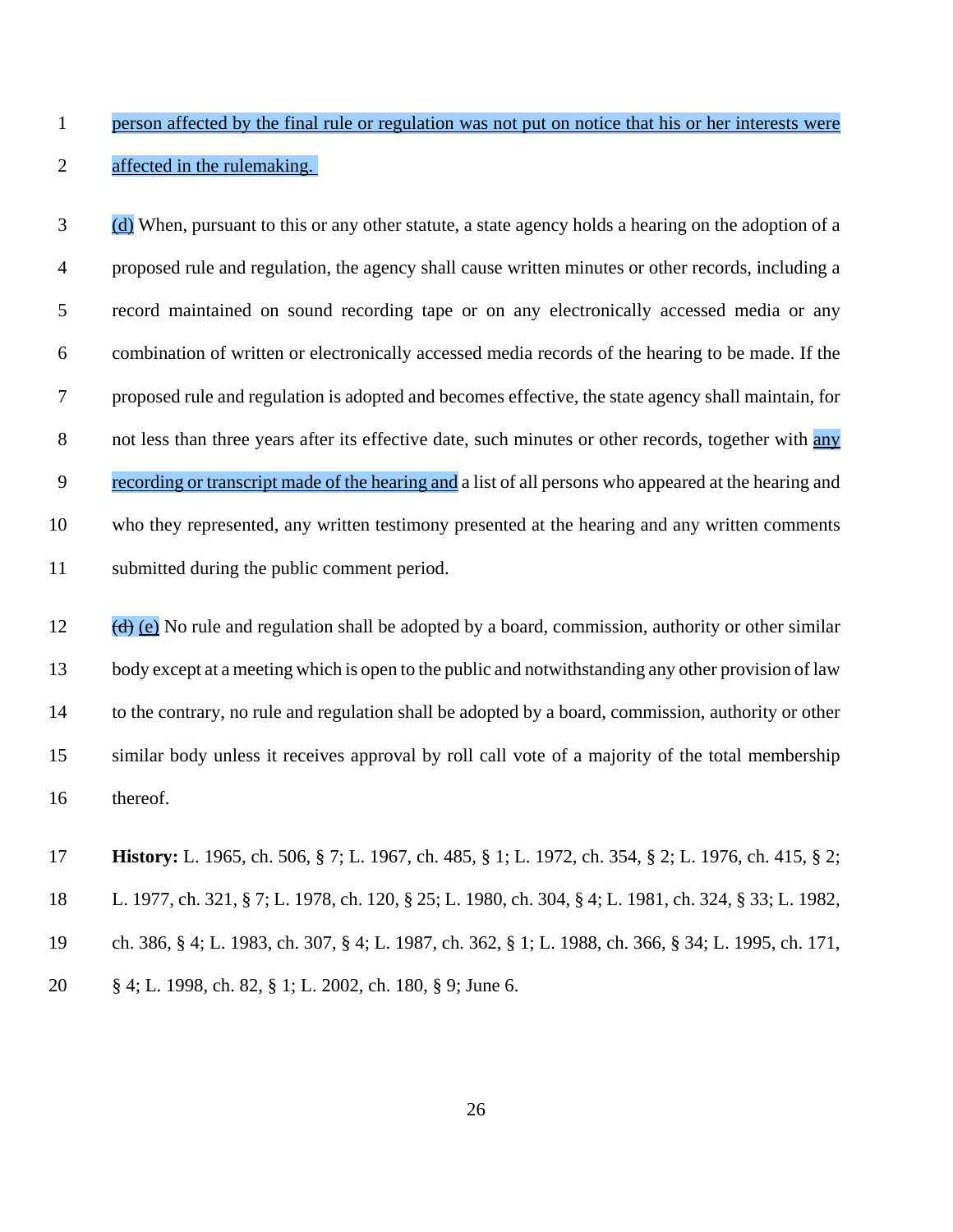person affected by the final rule or regulation was not put on notice that his or her interests were affected in the rulemaking.

(d) When, pursuant to this or any other statute, a state agency holds a hearing on the adoption of a proposed rule and regulation, the agency shall cause written minutes or other records, including a record maintained on sound recording tape or on any electronically accessed media or any combination of written or electronically accessed media records of the hearing to be made. If the proposed rule and regulation is adopted and becomes effective, the state agency shall maintain, for not less than three years after its effective date, such minutes or other records, together with any recording or transcript made of the hearing and a list of all persons who appeared at the hearing and who they represented, any written testimony presented at the hearing and any written comments submitted during the public comment period.

~~(d)~~ (e) No rule and regulation shall be adopted by a board, commission, authority or other similar body except at a meeting which is open to the public and notwithstanding any other provision of law to the contrary, no rule and regulation shall be adopted by a board, commission, authority or other similar body unless it receives approval by roll call vote of a majority of the total membership thereof.

**History:** L. 1965, ch. 506, § 7; L. 1967, ch. 485, § 1; L. 1972, ch. 354, § 2; L. 1976, ch. 415, § 2; L. 1977, ch. 321, § 7; L. 1978, ch. 120, § 25; L. 1980, ch. 304, § 4; L. 1981, ch. 324, § 33; L. 1982, ch. 386, § 4; L. 1983, ch. 307, § 4; L. 1987, ch. 362, § 1; L. 1988, ch. 366, § 34; L. 1995, ch. 171, § 4; L. 1998, ch. 82, § 1; L. 2002, ch. 180, § 9; June 6.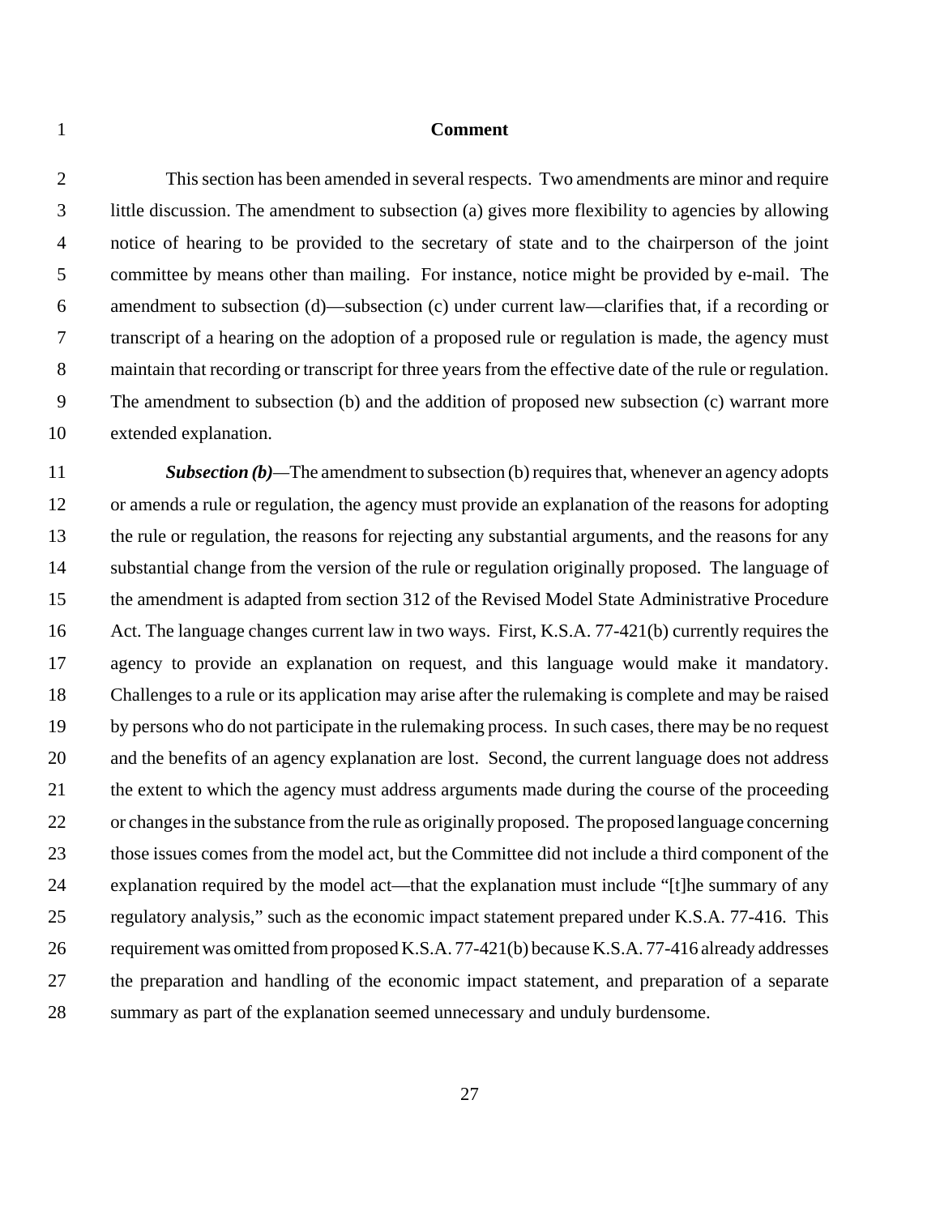**Comment**

This section has been amended in several respects. Two amendments are minor and require little discussion. The amendment to subsection (a) gives more flexibility to agencies by allowing notice of hearing to be provided to the secretary of state and to the chairperson of the joint committee by means other than mailing. For instance, notice might be provided by e-mail. The amendment to subsection (d)—subsection (c) under current law—clarifies that, if a recording or transcript of a hearing on the adoption of a proposed rule or regulation is made, the agency must maintain that recording or transcript for three years from the effective date of the rule or regulation. The amendment to subsection (b) and the addition of proposed new subsection (c) warrant more extended explanation.

***Subsection (b)***—The amendment to subsection (b) requires that, whenever an agency adopts or amends a rule or regulation, the agency must provide an explanation of the reasons for adopting the rule or regulation, the reasons for rejecting any substantial arguments, and the reasons for any substantial change from the version of the rule or regulation originally proposed. The language of the amendment is adapted from section 312 of the Revised Model State Administrative Procedure Act. The language changes current law in two ways. First, K.S.A. 77-421(b) currently requires the agency to provide an explanation on request, and this language would make it mandatory. Challenges to a rule or its application may arise after the rulemaking is complete and may be raised by persons who do not participate in the rulemaking process. In such cases, there may be no request and the benefits of an agency explanation are lost. Second, the current language does not address the extent to which the agency must address arguments made during the course of the proceeding or changes in the substance from the rule as originally proposed. The proposed language concerning those issues comes from the model act, but the Committee did not include a third component of the explanation required by the model act—that the explanation must include "[t]he summary of any regulatory analysis," such as the economic impact statement prepared under K.S.A. 77-416. This requirement was omitted from proposed K.S.A. 77-421(b) because K.S.A. 77-416 already addresses the preparation and handling of the economic impact statement, and preparation of a separate summary as part of the explanation seemed unnecessary and unduly burdensome.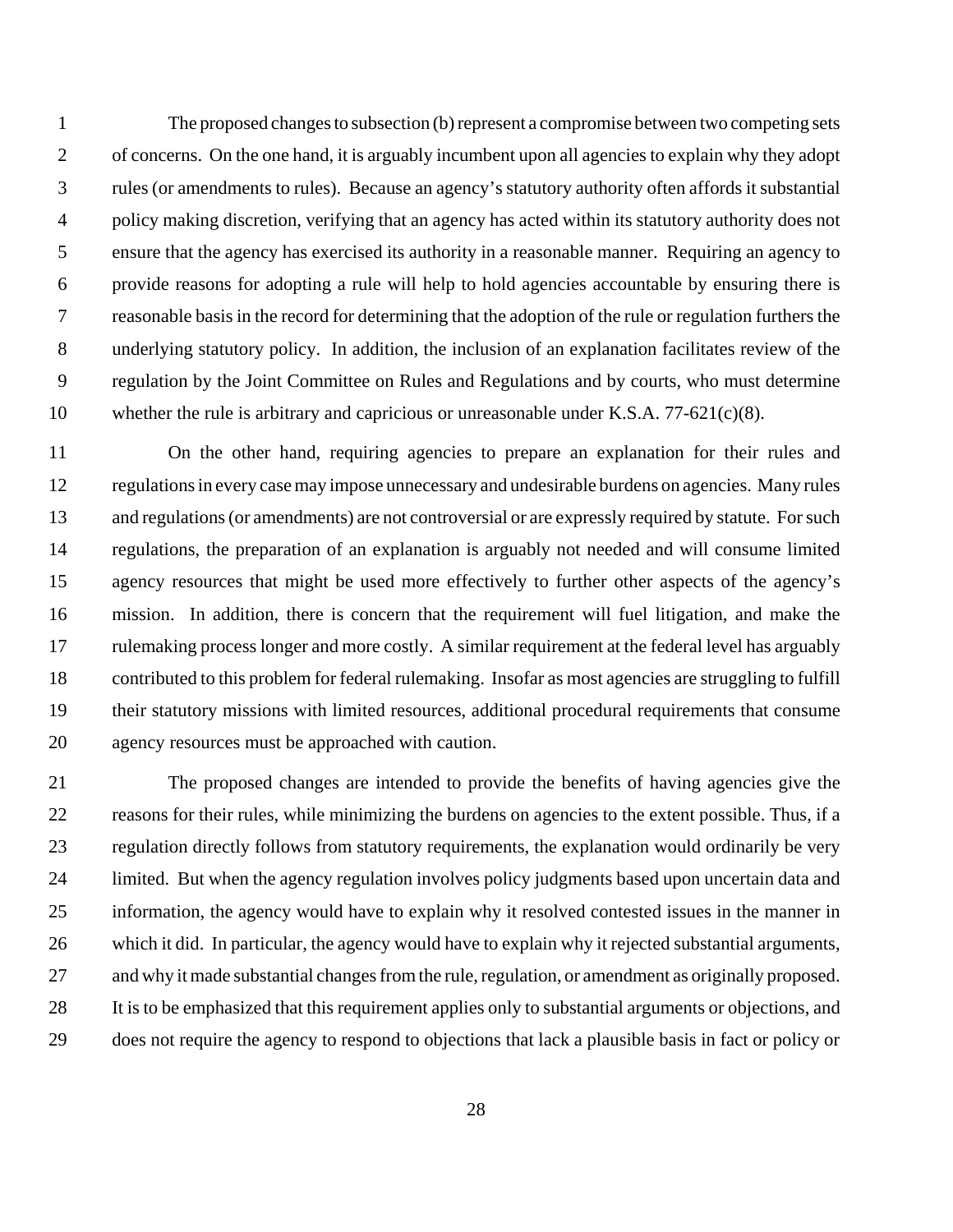The proposed changes to subsection (b) represent a compromise between two competing sets of concerns. On the one hand, it is arguably incumbent upon all agencies to explain why they adopt rules (or amendments to rules). Because an agency's statutory authority often affords it substantial policy making discretion, verifying that an agency has acted within its statutory authority does not ensure that the agency has exercised its authority in a reasonable manner. Requiring an agency to provide reasons for adopting a rule will help to hold agencies accountable by ensuring there is reasonable basis in the record for determining that the adoption of the rule or regulation furthers the underlying statutory policy. In addition, the inclusion of an explanation facilitates review of the regulation by the Joint Committee on Rules and Regulations and by courts, who must determine whether the rule is arbitrary and capricious or unreasonable under K.S.A. 77-621(c)(8).

On the other hand, requiring agencies to prepare an explanation for their rules and regulations in every case may impose unnecessary and undesirable burdens on agencies. Many rules and regulations (or amendments) are not controversial or are expressly required by statute. For such regulations, the preparation of an explanation is arguably not needed and will consume limited agency resources that might be used more effectively to further other aspects of the agency's mission. In addition, there is concern that the requirement will fuel litigation, and make the rulemaking process longer and more costly. A similar requirement at the federal level has arguably contributed to this problem for federal rulemaking. Insofar as most agencies are struggling to fulfill their statutory missions with limited resources, additional procedural requirements that consume agency resources must be approached with caution.

The proposed changes are intended to provide the benefits of having agencies give the reasons for their rules, while minimizing the burdens on agencies to the extent possible. Thus, if a regulation directly follows from statutory requirements, the explanation would ordinarily be very limited. But when the agency regulation involves policy judgments based upon uncertain data and information, the agency would have to explain why it resolved contested issues in the manner in which it did. In particular, the agency would have to explain why it rejected substantial arguments, and why it made substantial changes from the rule, regulation, or amendment as originally proposed. It is to be emphasized that this requirement applies only to substantial arguments or objections, and does not require the agency to respond to objections that lack a plausible basis in fact or policy or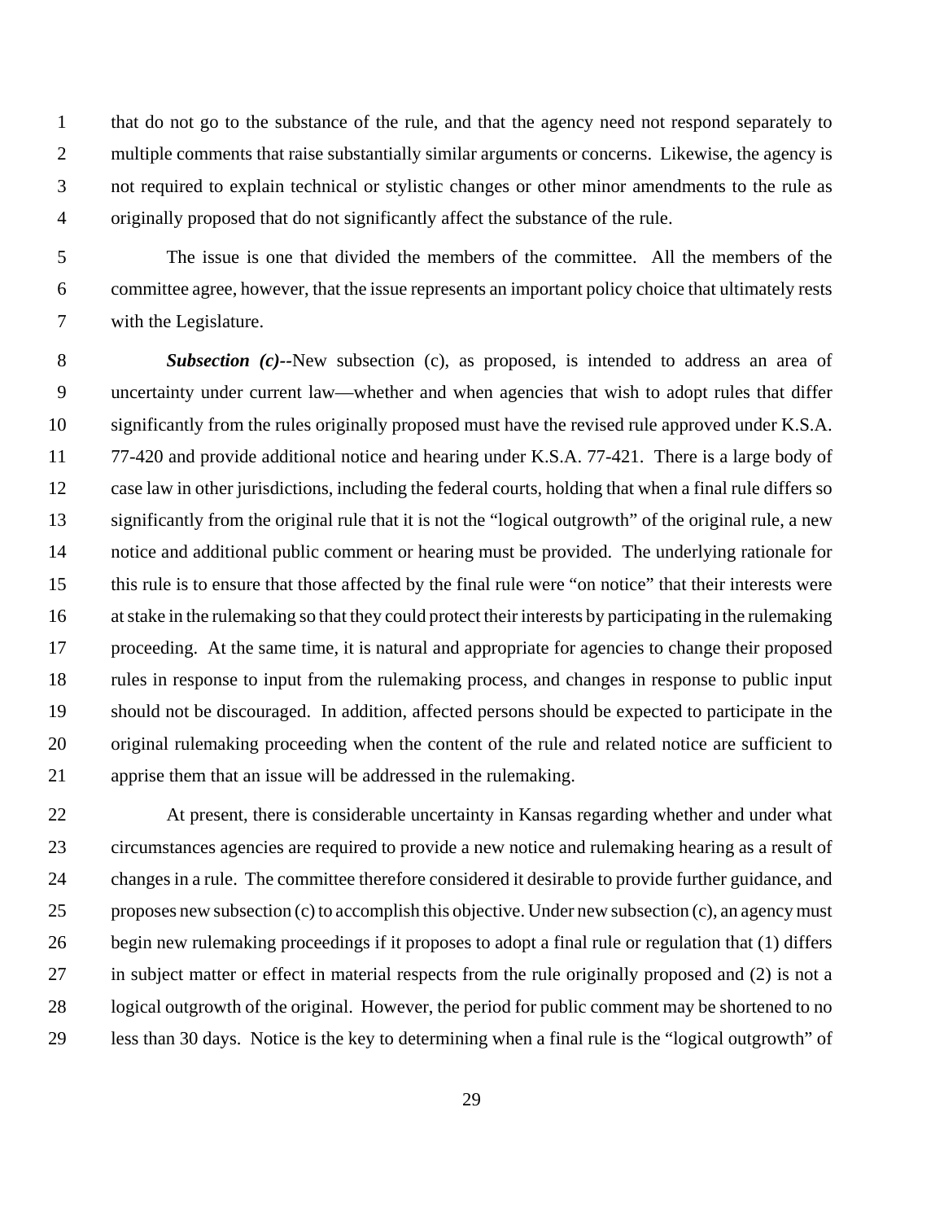that do not go to the substance of the rule, and that the agency need not respond separately to multiple comments that raise substantially similar arguments or concerns. Likewise, the agency is not required to explain technical or stylistic changes or other minor amendments to the rule as originally proposed that do not significantly affect the substance of the rule.

The issue is one that divided the members of the committee. All the members of the committee agree, however, that the issue represents an important policy choice that ultimately rests with the Legislature.

***Subsection (c)*--**New subsection (c), as proposed, is intended to address an area of uncertainty under current law—whether and when agencies that wish to adopt rules that differ significantly from the rules originally proposed must have the revised rule approved under K.S.A. 77-420 and provide additional notice and hearing under K.S.A. 77-421. There is a large body of case law in other jurisdictions, including the federal courts, holding that when a final rule differs so significantly from the original rule that it is not the "logical outgrowth" of the original rule, a new notice and additional public comment or hearing must be provided. The underlying rationale for this rule is to ensure that those affected by the final rule were "on notice" that their interests were at stake in the rulemaking so that they could protect their interests by participating in the rulemaking proceeding. At the same time, it is natural and appropriate for agencies to change their proposed rules in response to input from the rulemaking process, and changes in response to public input should not be discouraged. In addition, affected persons should be expected to participate in the original rulemaking proceeding when the content of the rule and related notice are sufficient to apprise them that an issue will be addressed in the rulemaking.

At present, there is considerable uncertainty in Kansas regarding whether and under what circumstances agencies are required to provide a new notice and rulemaking hearing as a result of changes in a rule. The committee therefore considered it desirable to provide further guidance, and proposes new subsection (c) to accomplish this objective. Under new subsection (c), an agency must begin new rulemaking proceedings if it proposes to adopt a final rule or regulation that (1) differs in subject matter or effect in material respects from the rule originally proposed and (2) is not a logical outgrowth of the original. However, the period for public comment may be shortened to no less than 30 days. Notice is the key to determining when a final rule is the "logical outgrowth" of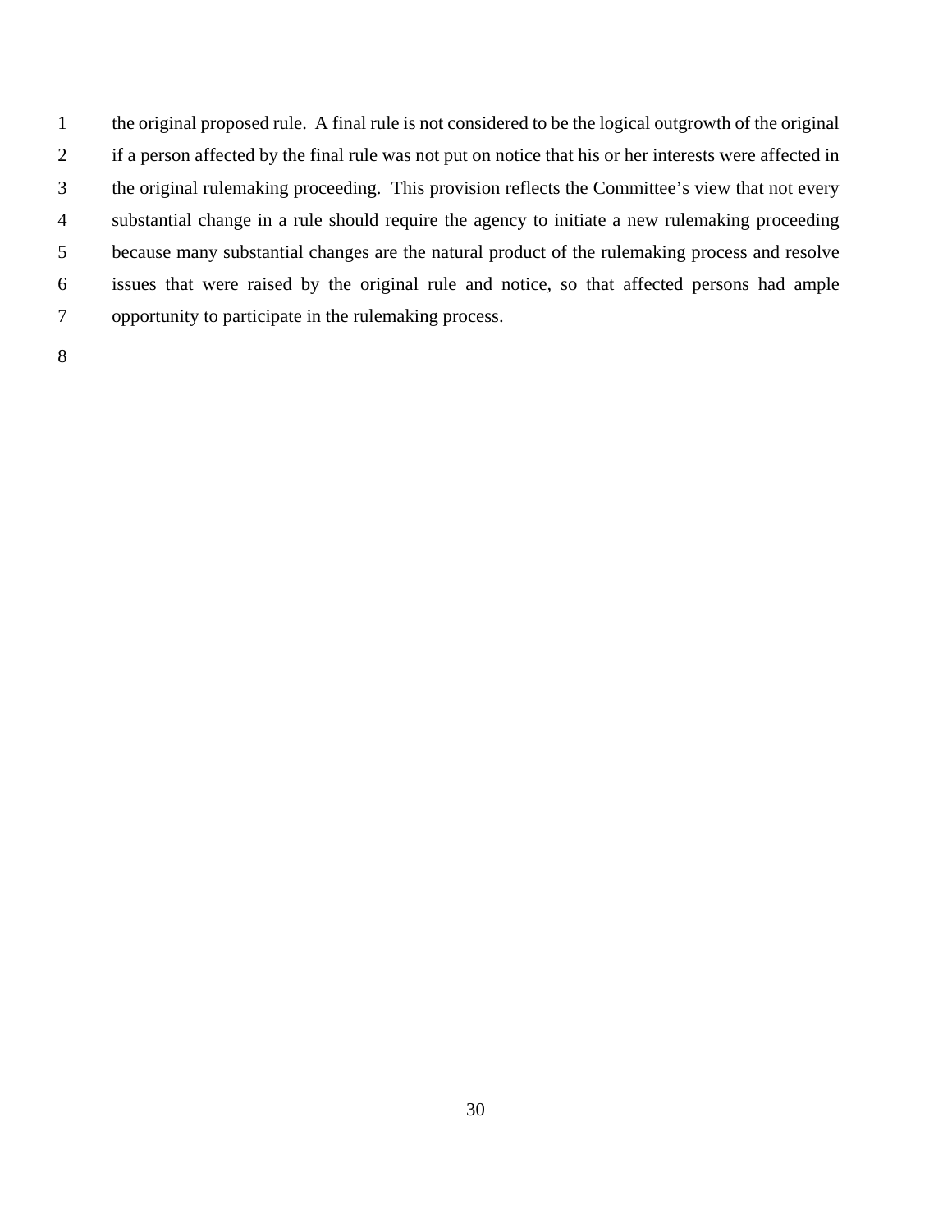the original proposed rule. A final rule is not considered to be the logical outgrowth of the original if a person affected by the final rule was not put on notice that his or her interests were affected in the original rulemaking proceeding. This provision reflects the Committee's view that not every substantial change in a rule should require the agency to initiate a new rulemaking proceeding because many substantial changes are the natural product of the rulemaking process and resolve issues that were raised by the original rule and notice, so that affected persons had ample opportunity to participate in the rulemaking process.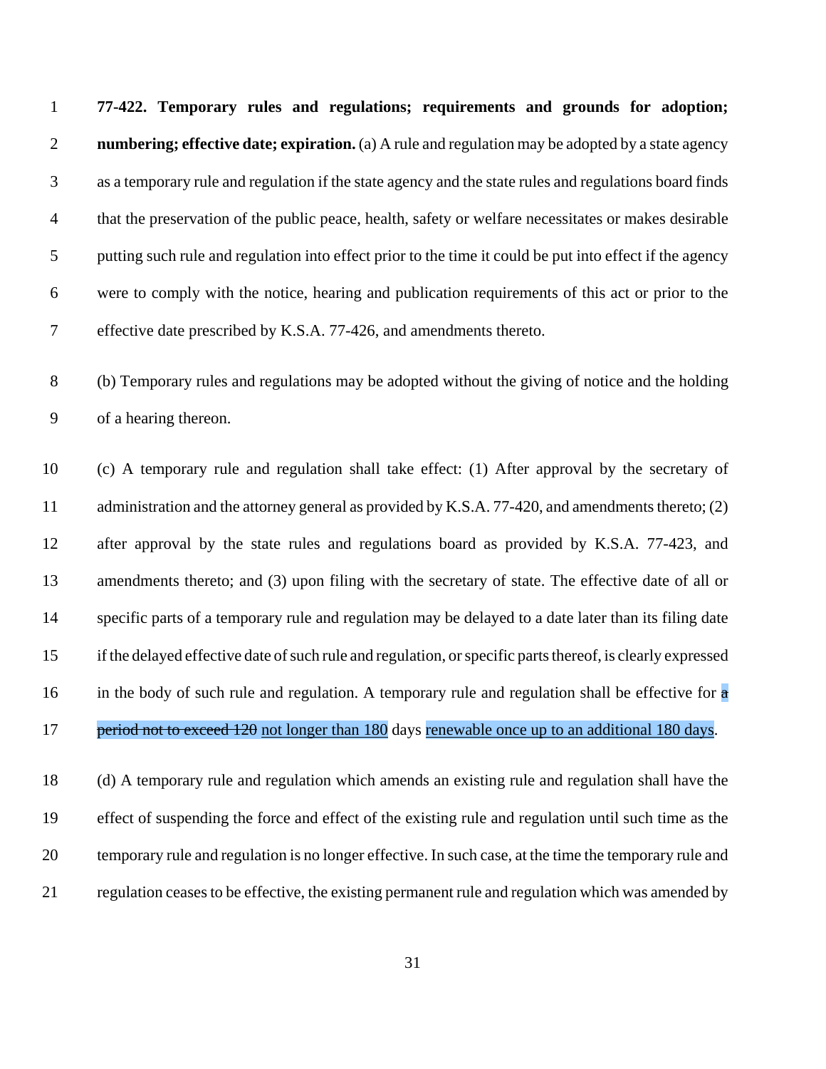**77-422. Temporary rules and regulations; requirements and grounds for adoption; numbering; effective date; expiration.** (a) A rule and regulation may be adopted by a state agency as a temporary rule and regulation if the state agency and the state rules and regulations board finds that the preservation of the public peace, health, safety or welfare necessitates or makes desirable putting such rule and regulation into effect prior to the time it could be put into effect if the agency were to comply with the notice, hearing and publication requirements of this act or prior to the effective date prescribed by K.S.A. 77-426, and amendments thereto.

(b) Temporary rules and regulations may be adopted without the giving of notice and the holding of a hearing thereon.

(c) A temporary rule and regulation shall take effect: (1) After approval by the secretary of administration and the attorney general as provided by K.S.A. 77-420, and amendments thereto; (2) after approval by the state rules and regulations board as provided by K.S.A. 77-423, and amendments thereto; and (3) upon filing with the secretary of state. The effective date of all or specific parts of a temporary rule and regulation may be delayed to a date later than its filing date if the delayed effective date of such rule and regulation, or specific parts thereof, is clearly expressed in the body of such rule and regulation. A temporary rule and regulation shall be effective for ~~a period not to exceed 120~~ <u>not longer than 180</u> days <u>renewable once up to an additional 180 days</u>.

(d) A temporary rule and regulation which amends an existing rule and regulation shall have the effect of suspending the force and effect of the existing rule and regulation until such time as the temporary rule and regulation is no longer effective. In such case, at the time the temporary rule and regulation ceases to be effective, the existing permanent rule and regulation which was amended by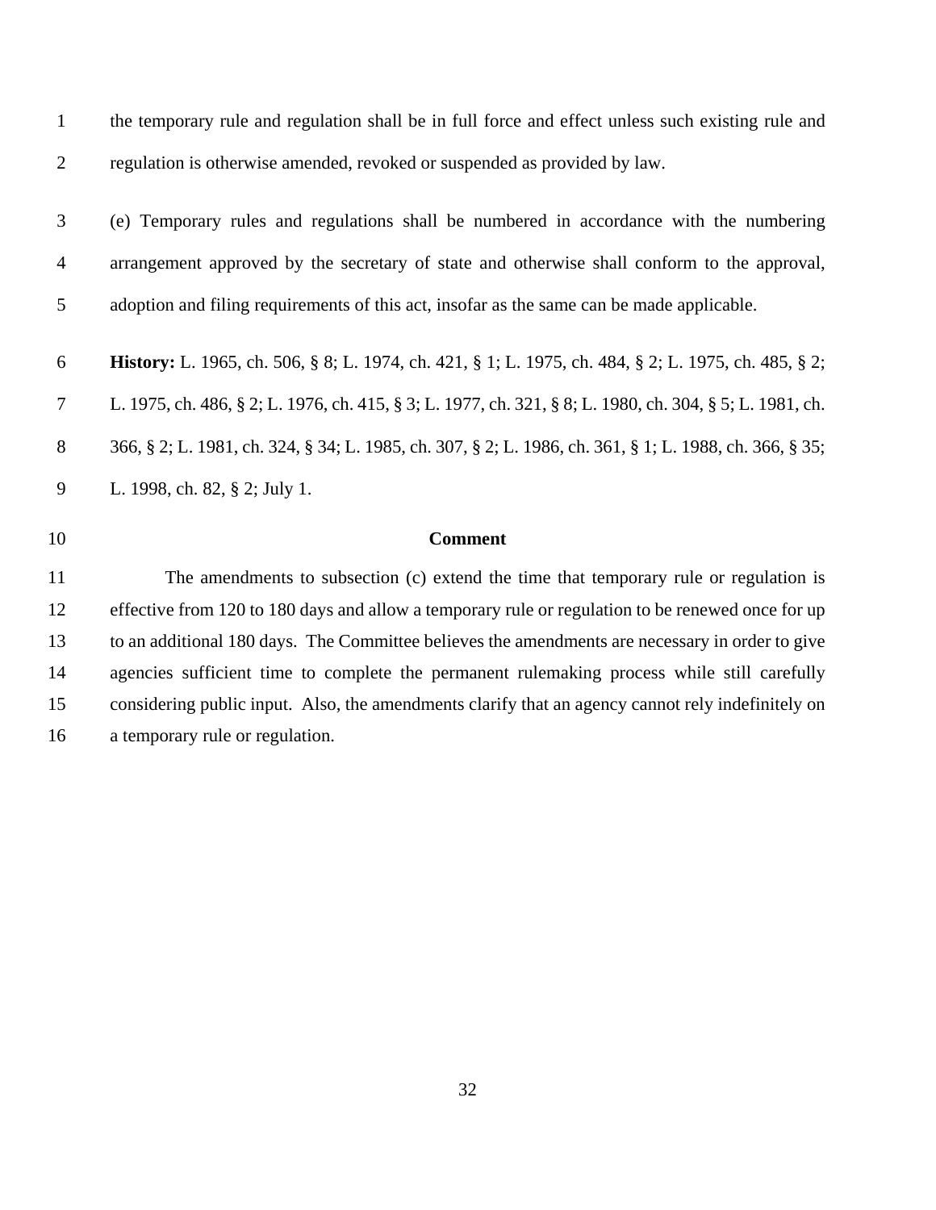the temporary rule and regulation shall be in full force and effect unless such existing rule and regulation is otherwise amended, revoked or suspended as provided by law.

(e) Temporary rules and regulations shall be numbered in accordance with the numbering arrangement approved by the secretary of state and otherwise shall conform to the approval, adoption and filing requirements of this act, insofar as the same can be made applicable.

**History:** L. 1965, ch. 506, § 8; L. 1974, ch. 421, § 1; L. 1975, ch. 484, § 2; L. 1975, ch. 485, § 2; L. 1975, ch. 486, § 2; L. 1976, ch. 415, § 3; L. 1977, ch. 321, § 8; L. 1980, ch. 304, § 5; L. 1981, ch. 366, § 2; L. 1981, ch. 324, § 34; L. 1985, ch. 307, § 2; L. 1986, ch. 361, § 1; L. 1988, ch. 366, § 35; L. 1998, ch. 82, § 2; July 1.

**Comment**

The amendments to subsection (c) extend the time that temporary rule or regulation is effective from 120 to 180 days and allow a temporary rule or regulation to be renewed once for up to an additional 180 days. The Committee believes the amendments are necessary in order to give agencies sufficient time to complete the permanent rulemaking process while still carefully considering public input. Also, the amendments clarify that an agency cannot rely indefinitely on a temporary rule or regulation.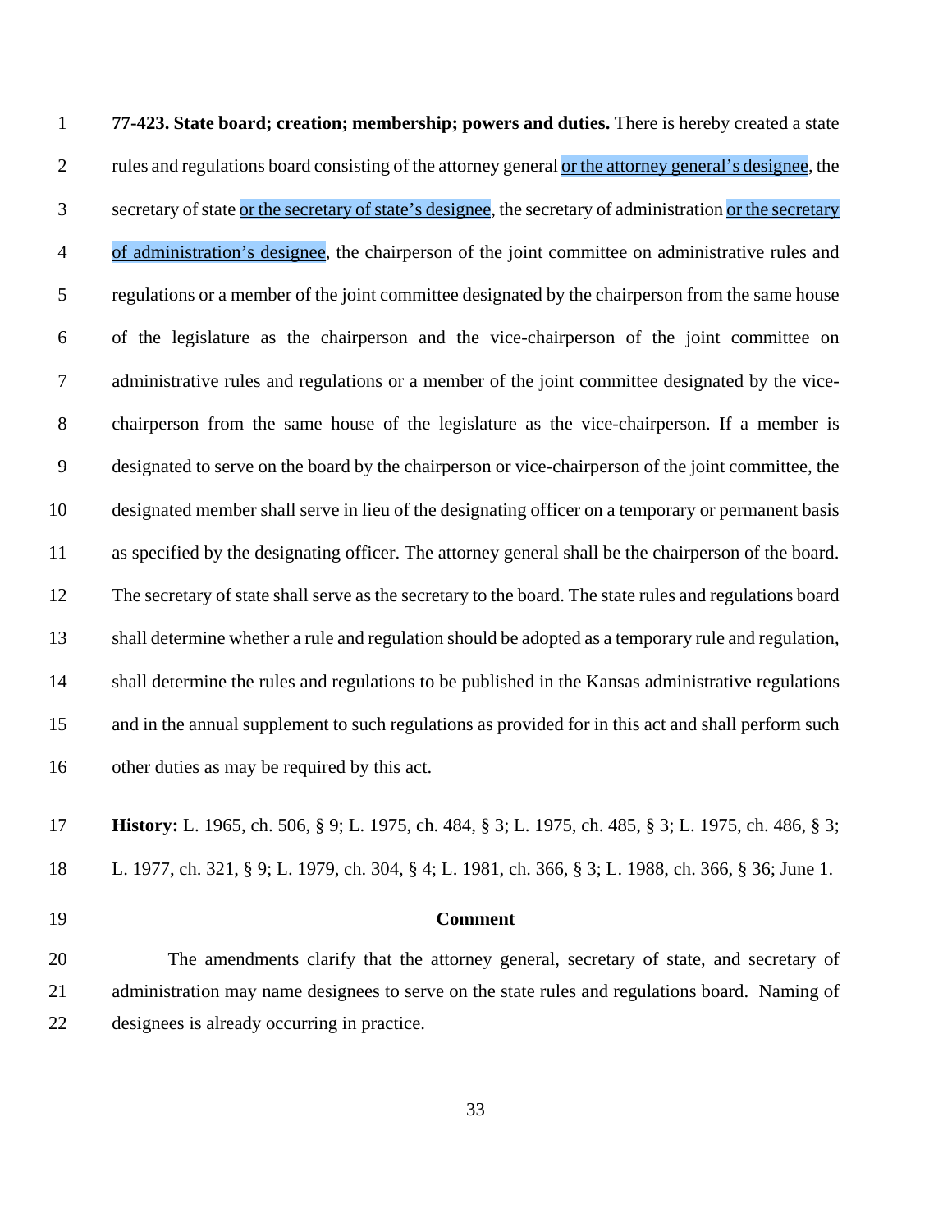**77-423. State board; creation; membership; powers and duties.** There is hereby created a state rules and regulations board consisting of the attorney general <u>or the attorney general's designee</u>, the secretary of state <u>or the secretary of state's designee</u>, the secretary of administration <u>or the secretary of administration's designee</u>, the chairperson of the joint committee on administrative rules and regulations or a member of the joint committee designated by the chairperson from the same house of the legislature as the chairperson and the vice-chairperson of the joint committee on administrative rules and regulations or a member of the joint committee designated by the vice-chairperson from the same house of the legislature as the vice-chairperson. If a member is designated to serve on the board by the chairperson or vice-chairperson of the joint committee, the designated member shall serve in lieu of the designating officer on a temporary or permanent basis as specified by the designating officer. The attorney general shall be the chairperson of the board. The secretary of state shall serve as the secretary to the board. The state rules and regulations board shall determine whether a rule and regulation should be adopted as a temporary rule and regulation, shall determine the rules and regulations to be published in the Kansas administrative regulations and in the annual supplement to such regulations as provided for in this act and shall perform such other duties as may be required by this act.

**History:** L. 1965, ch. 506, § 9; L. 1975, ch. 484, § 3; L. 1975, ch. 485, § 3; L. 1975, ch. 486, § 3; L. 1977, ch. 321, § 9; L. 1979, ch. 304, § 4; L. 1981, ch. 366, § 3; L. 1988, ch. 366, § 36; June 1.

**Comment**

The amendments clarify that the attorney general, secretary of state, and secretary of administration may name designees to serve on the state rules and regulations board. Naming of designees is already occurring in practice.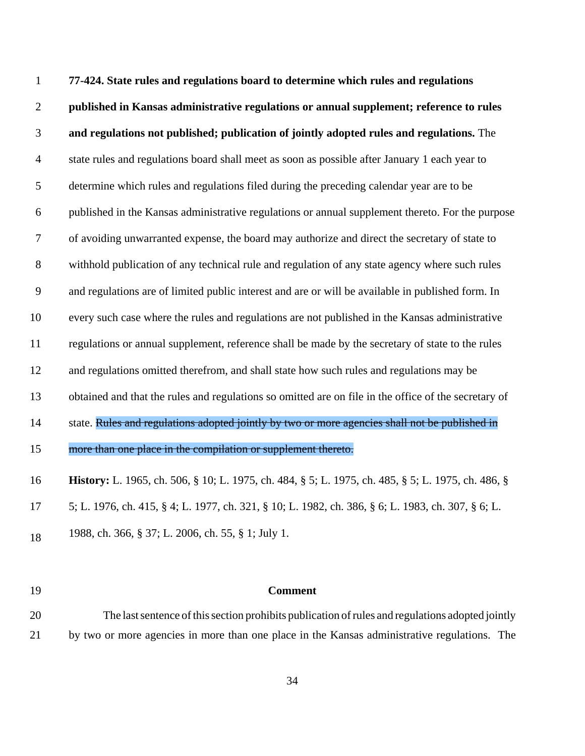**77-424. State rules and regulations board to determine which rules and regulations published in Kansas administrative regulations or annual supplement; reference to rules and regulations not published; publication of jointly adopted rules and regulations.** The state rules and regulations board shall meet as soon as possible after January 1 each year to determine which rules and regulations filed during the preceding calendar year are to be published in the Kansas administrative regulations or annual supplement thereto. For the purpose of avoiding unwarranted expense, the board may authorize and direct the secretary of state to withhold publication of any technical rule and regulation of any state agency where such rules and regulations are of limited public interest and are or will be available in published form. In every such case where the rules and regulations are not published in the Kansas administrative regulations or annual supplement, reference shall be made by the secretary of state to the rules and regulations omitted therefrom, and shall state how such rules and regulations may be obtained and that the rules and regulations so omitted are on file in the office of the secretary of state. ~~Rules and regulations adopted jointly by two or more agencies shall not be published in more than one place in the compilation or supplement thereto.~~

**History:** L. 1965, ch. 506, § 10; L. 1975, ch. 484, § 5; L. 1975, ch. 485, § 5; L. 1975, ch. 486, § 5; L. 1976, ch. 415, § 4; L. 1977, ch. 321, § 10; L. 1982, ch. 386, § 6; L. 1983, ch. 307, § 6; L. 1988, ch. 366, § 37; L. 2006, ch. 55, § 1; July 1.

**Comment**

The last sentence of this section prohibits publication of rules and regulations adopted jointly by two or more agencies in more than one place in the Kansas administrative regulations. The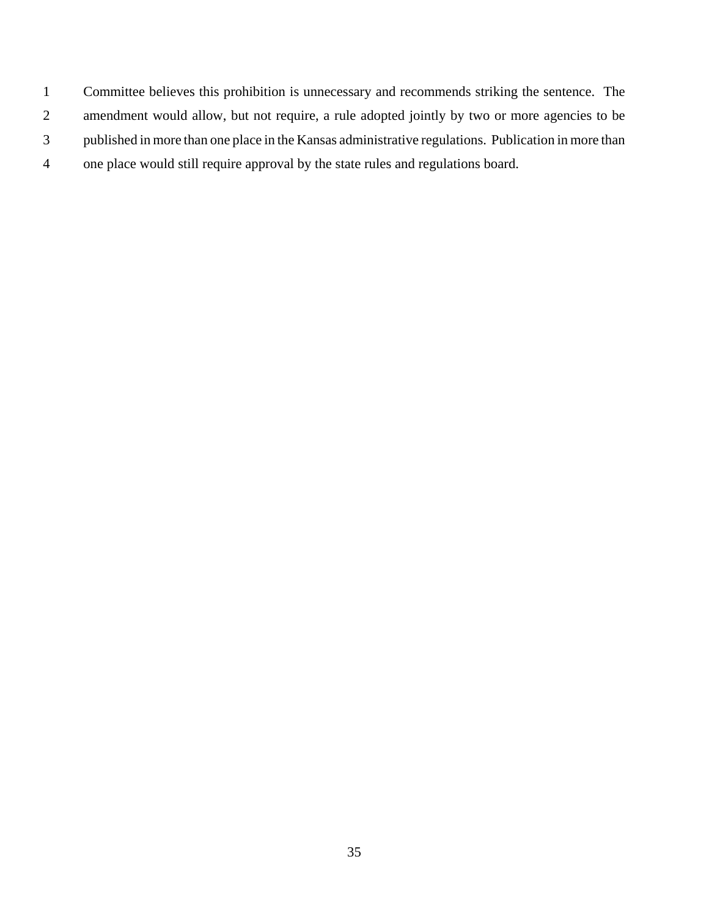Committee believes this prohibition is unnecessary and recommends striking the sentence. The amendment would allow, but not require, a rule adopted jointly by two or more agencies to be published in more than one place in the Kansas administrative regulations. Publication in more than one place would still require approval by the state rules and regulations board.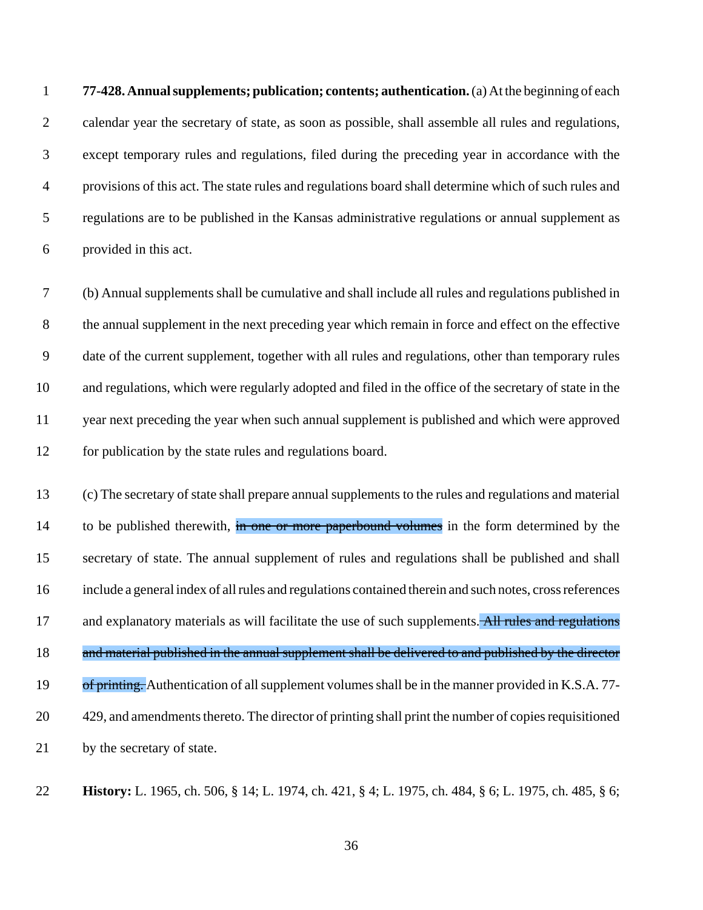**77-428. Annual supplements; publication; contents; authentication.** (a) At the beginning of each calendar year the secretary of state, as soon as possible, shall assemble all rules and regulations, except temporary rules and regulations, filed during the preceding year in accordance with the provisions of this act. The state rules and regulations board shall determine which of such rules and regulations are to be published in the Kansas administrative regulations or annual supplement as provided in this act.

(b) Annual supplements shall be cumulative and shall include all rules and regulations published in the annual supplement in the next preceding year which remain in force and effect on the effective date of the current supplement, together with all rules and regulations, other than temporary rules and regulations, which were regularly adopted and filed in the office of the secretary of state in the year next preceding the year when such annual supplement is published and which were approved for publication by the state rules and regulations board.

(c) The secretary of state shall prepare annual supplements to the rules and regulations and material to be published therewith, ~~in one or more paperbound volumes~~ in the form determined by the secretary of state. The annual supplement of rules and regulations shall be published and shall include a general index of all rules and regulations contained therein and such notes, cross references and explanatory materials as will facilitate the use of such supplements. ~~All rules and regulations and material published in the annual supplement shall be delivered to and published by the director of printing.~~ Authentication of all supplement volumes shall be in the manner provided in K.S.A. 77-429, and amendments thereto. The director of printing shall print the number of copies requisitioned by the secretary of state.

**History:** L. 1965, ch. 506, § 14; L. 1974, ch. 421, § 4; L. 1975, ch. 484, § 6; L. 1975, ch. 485, § 6;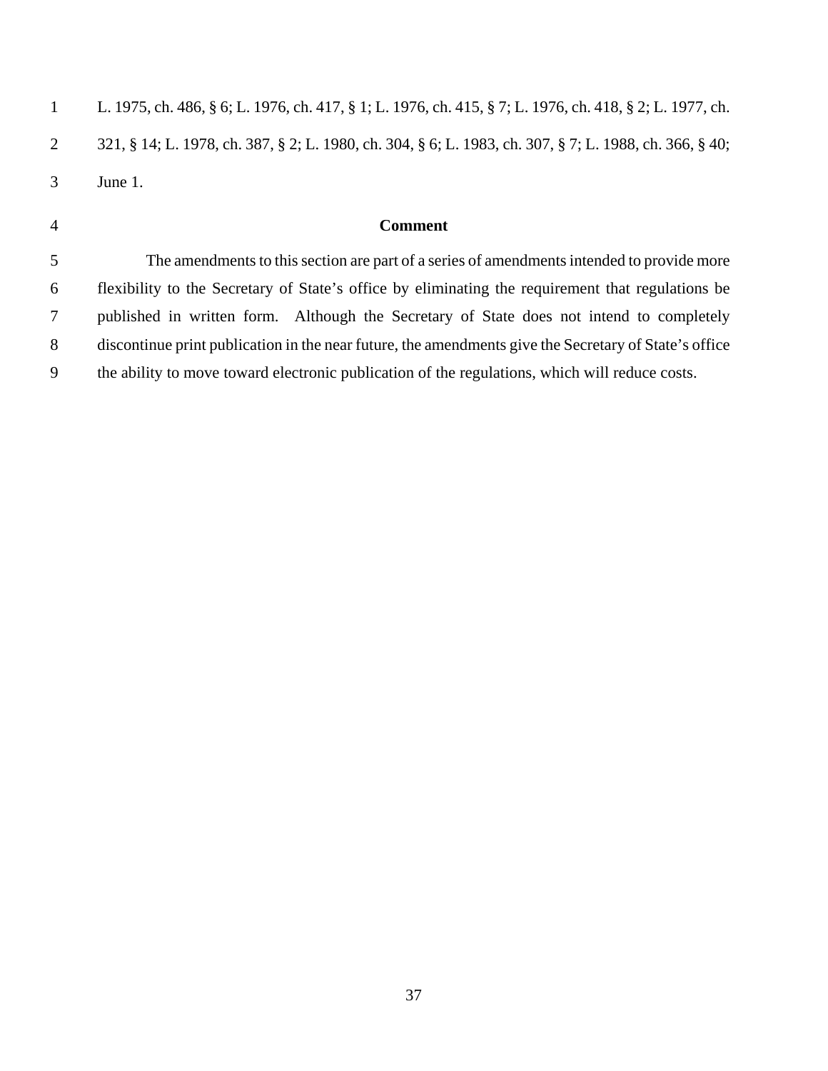L. 1975, ch. 486, § 6; L. 1976, ch. 417, § 1; L. 1976, ch. 415, § 7; L. 1976, ch. 418, § 2; L. 1977, ch. 321, § 14; L. 1978, ch. 387, § 2; L. 1980, ch. 304, § 6; L. 1983, ch. 307, § 7; L. 1988, ch. 366, § 40; June 1.

**Comment**

The amendments to this section are part of a series of amendments intended to provide more flexibility to the Secretary of State's office by eliminating the requirement that regulations be published in written form. Although the Secretary of State does not intend to completely discontinue print publication in the near future, the amendments give the Secretary of State's office the ability to move toward electronic publication of the regulations, which will reduce costs.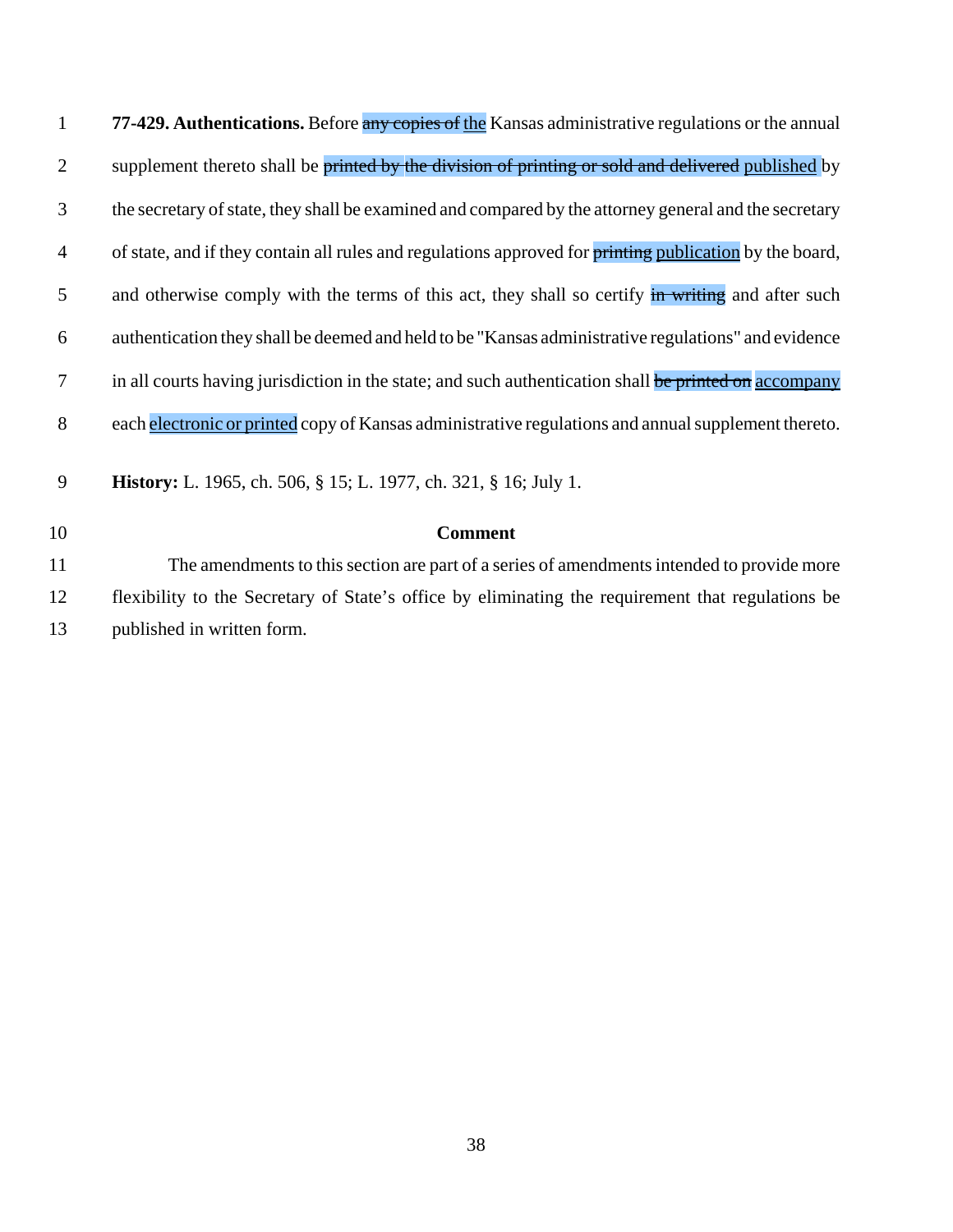**77-429. Authentications.** Before ~~any copies of~~ <u>the</u> Kansas administrative regulations or the annual supplement thereto shall be ~~printed by the division of printing or sold and delivered~~ <u>published</u> by the secretary of state, they shall be examined and compared by the attorney general and the secretary of state, and if they contain all rules and regulations approved for ~~printing~~ <u>publication</u> by the board, and otherwise comply with the terms of this act, they shall so certify ~~in writing~~ and after such authentication they shall be deemed and held to be "Kansas administrative regulations" and evidence in all courts having jurisdiction in the state; and such authentication shall ~~be printed on~~ <u>accompany</u> each <u>electronic or printed</u> copy of Kansas administrative regulations and annual supplement thereto.

**History:** L. 1965, ch. 506, § 15; L. 1977, ch. 321, § 16; July 1.

**Comment**

The amendments to this section are part of a series of amendments intended to provide more flexibility to the Secretary of State's office by eliminating the requirement that regulations be published in written form.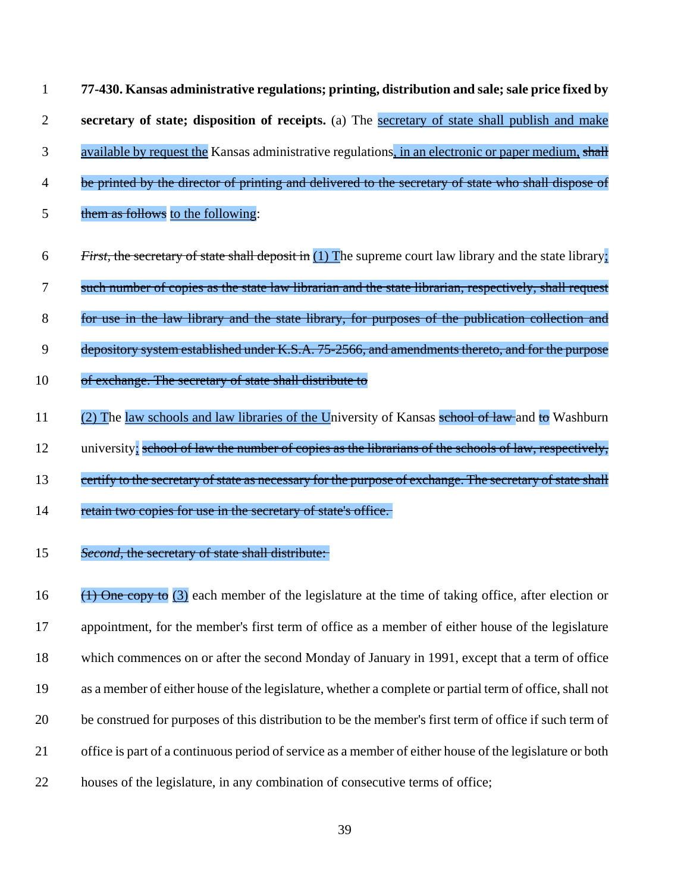**77-430. Kansas administrative regulations; printing, distribution and sale; sale price fixed by secretary of state; disposition of receipts.** (a) The <ins>secretary of state shall publish and make available by request the</ins> Kansas administrative regulations<ins>, in an electronic or paper medium,</ins> ~~shall be printed by the director of printing and delivered to the secretary of state who shall dispose of them as follows~~ <ins>to the following</ins>:

~~*First,* the secretary of state shall deposit in~~ <ins>(1) T</ins>he supreme court law library and the state library<ins>;</ins> ~~such number of copies as the state law librarian and the state librarian, respectively, shall request for use in the law library and the state library, for purposes of the publication collection and depository system established under K.S.A. 75-2566, and amendments thereto, and for the purpose of exchange. The secretary of state shall distribute to~~

<ins>(2) T</ins>he <ins>law schools and law libraries of the U</ins>niversity of Kansas ~~school of law~~ and ~~to~~ Washburn university<ins>;</ins> ~~school of law the number of copies as the librarians of the schools of law, respectively, certify to the secretary of state as necessary for the purpose of exchange. The secretary of state shall retain two copies for use in the secretary of state's office.~~

~~*Second,* the secretary of state shall distribute:~~

~~(1) One copy to~~ <ins>(3)</ins> each member of the legislature at the time of taking office, after election or appointment, for the member's first term of office as a member of either house of the legislature which commences on or after the second Monday of January in 1991, except that a term of office as a member of either house of the legislature, whether a complete or partial term of office, shall not be construed for purposes of this distribution to be the member's first term of office if such term of office is part of a continuous period of service as a member of either house of the legislature or both houses of the legislature, in any combination of consecutive terms of office;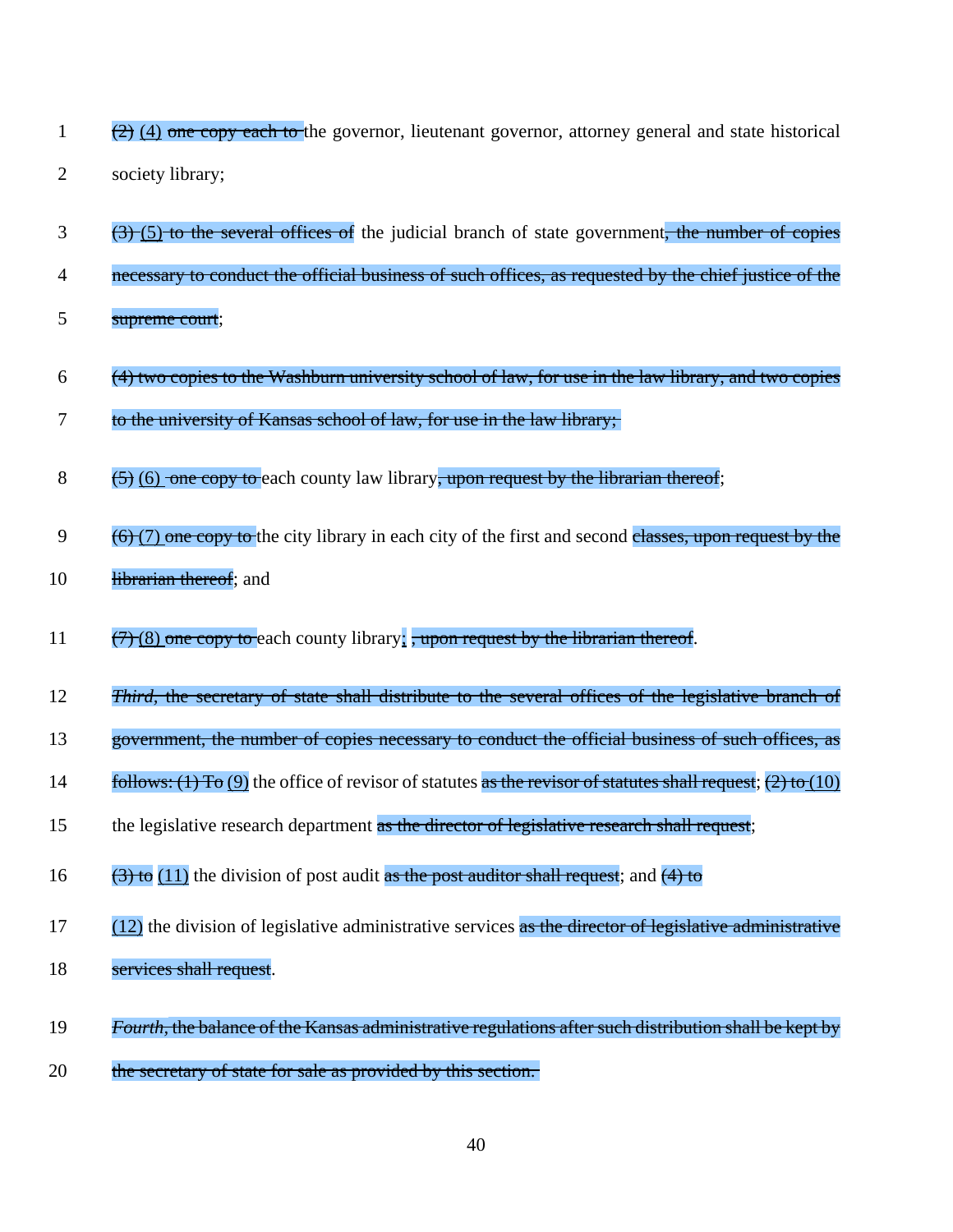~~(2)~~ (4) ~~one copy each to~~ the governor, lieutenant governor, attorney general and state historical society library;

~~(3)~~ (5) ~~to the several offices of~~ the judicial branch of state government~~, the number of copies necessary to conduct the official business of such offices, as requested by the chief justice of the supreme court~~;

~~(4) two copies to the Washburn university school of law, for use in the law library, and two copies to the university of Kansas school of law, for use in the law library;~~

~~(5)~~ (6) ~~one copy to~~ each county law library~~, upon request by the librarian thereof~~;

~~(6)~~ (7) ~~one copy to~~ the city library in each city of the first and second ~~classes, upon request by the librarian thereof~~; and

~~(7)~~ (8) ~~one copy to~~ each county library; ~~, upon request by the librarian thereof~~.

~~*Third*, the secretary of state shall distribute to the several offices of the legislative branch of government, the number of copies necessary to conduct the official business of such offices, as follows: (1) To~~ (9) the office of revisor of statutes ~~as the revisor of statutes shall request~~; ~~(2) to~~ (10) the legislative research department ~~as the director of legislative research shall request~~;

~~(3) to~~ (11) the division of post audit ~~as the post auditor shall request~~; and ~~(4) to~~ (12) the division of legislative administrative services ~~as the director of legislative administrative services shall request~~.

~~*Fourth*, the balance of the Kansas administrative regulations after such distribution shall be kept by the secretary of state for sale as provided by this section.~~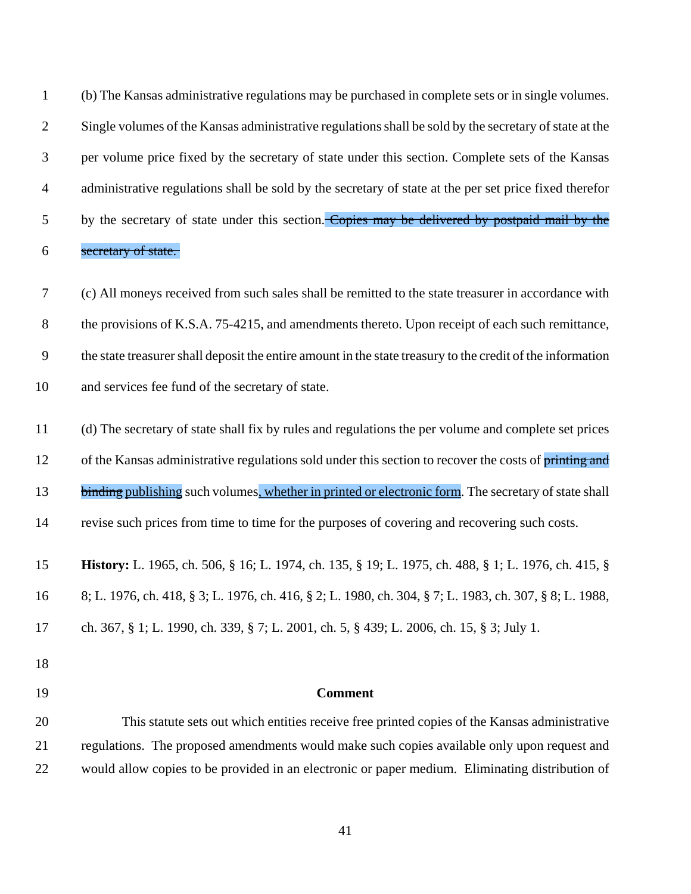(b) The Kansas administrative regulations may be purchased in complete sets or in single volumes. Single volumes of the Kansas administrative regulations shall be sold by the secretary of state at the per volume price fixed by the secretary of state under this section. Complete sets of the Kansas administrative regulations shall be sold by the secretary of state at the per set price fixed therefor by the secretary of state under this section.~~ Copies may be delivered by postpaid mail by the secretary of state.~~

(c) All moneys received from such sales shall be remitted to the state treasurer in accordance with the provisions of K.S.A. 75-4215, and amendments thereto. Upon receipt of each such remittance, the state treasurer shall deposit the entire amount in the state treasury to the credit of the information and services fee fund of the secretary of state.

(d) The secretary of state shall fix by rules and regulations the per volume and complete set prices of the Kansas administrative regulations sold under this section to recover the costs of ~~printing and binding~~ <u>publishing</u> such volumes<u>, whether in printed or electronic form</u>. The secretary of state shall revise such prices from time to time for the purposes of covering and recovering such costs.

**History:** L. 1965, ch. 506, § 16; L. 1974, ch. 135, § 19; L. 1975, ch. 488, § 1; L. 1976, ch. 415, § 8; L. 1976, ch. 418, § 3; L. 1976, ch. 416, § 2; L. 1980, ch. 304, § 7; L. 1983, ch. 307, § 8; L. 1988, ch. 367, § 1; L. 1990, ch. 339, § 7; L. 2001, ch. 5, § 439; L. 2006, ch. 15, § 3; July 1.

**Comment**

This statute sets out which entities receive free printed copies of the Kansas administrative regulations. The proposed amendments would make such copies available only upon request and would allow copies to be provided in an electronic or paper medium. Eliminating distribution of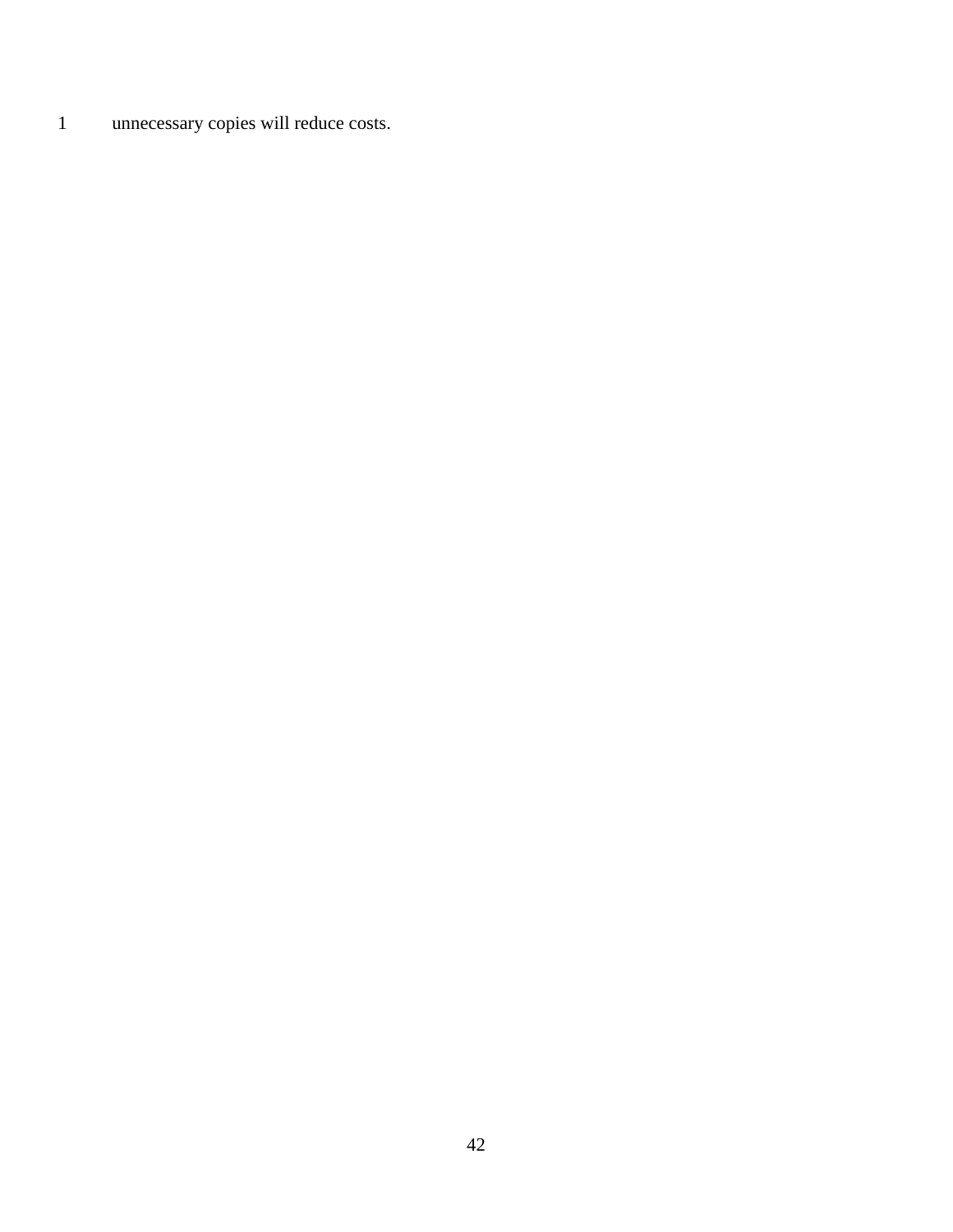unnecessary copies will reduce costs.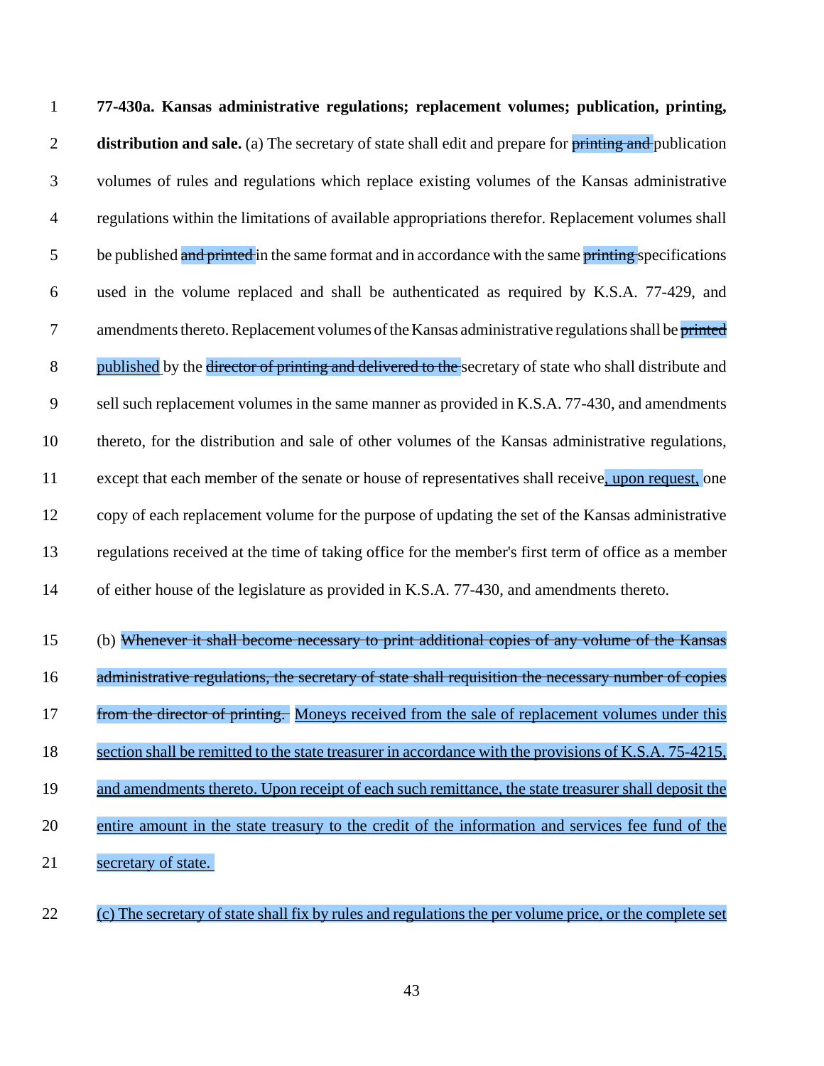**77-430a. Kansas administrative regulations; replacement volumes; publication, printing, distribution and sale.** (a) The secretary of state shall edit and prepare for ~~printing and~~ publication volumes of rules and regulations which replace existing volumes of the Kansas administrative regulations within the limitations of available appropriations therefor. Replacement volumes shall be published ~~and printed~~ in the same format and in accordance with the same ~~printing~~ specifications used in the volume replaced and shall be authenticated as required by K.S.A. 77-429, and amendments thereto. Replacement volumes of the Kansas administrative regulations shall be ~~printed~~ <u>published</u> by the ~~director of printing and delivered to the~~ secretary of state who shall distribute and sell such replacement volumes in the same manner as provided in K.S.A. 77-430, and amendments thereto, for the distribution and sale of other volumes of the Kansas administrative regulations, except that each member of the senate or house of representatives shall receive<u>, upon request,</u> one copy of each replacement volume for the purpose of updating the set of the Kansas administrative regulations received at the time of taking office for the member's first term of office as a member of either house of the legislature as provided in K.S.A. 77-430, and amendments thereto.

(b) ~~Whenever it shall become necessary to print additional copies of any volume of the Kansas administrative regulations, the secretary of state shall requisition the necessary number of copies from the director of printing.~~ <u>Moneys received from the sale of replacement volumes under this section shall be remitted to the state treasurer in accordance with the provisions of K.S.A. 75-4215, and amendments thereto. Upon receipt of each such remittance, the state treasurer shall deposit the entire amount in the state treasury to the credit of the information and services fee fund of the secretary of state.</u>

<u>(c) The secretary of state shall fix by rules and regulations the per volume price, or the complete set</u>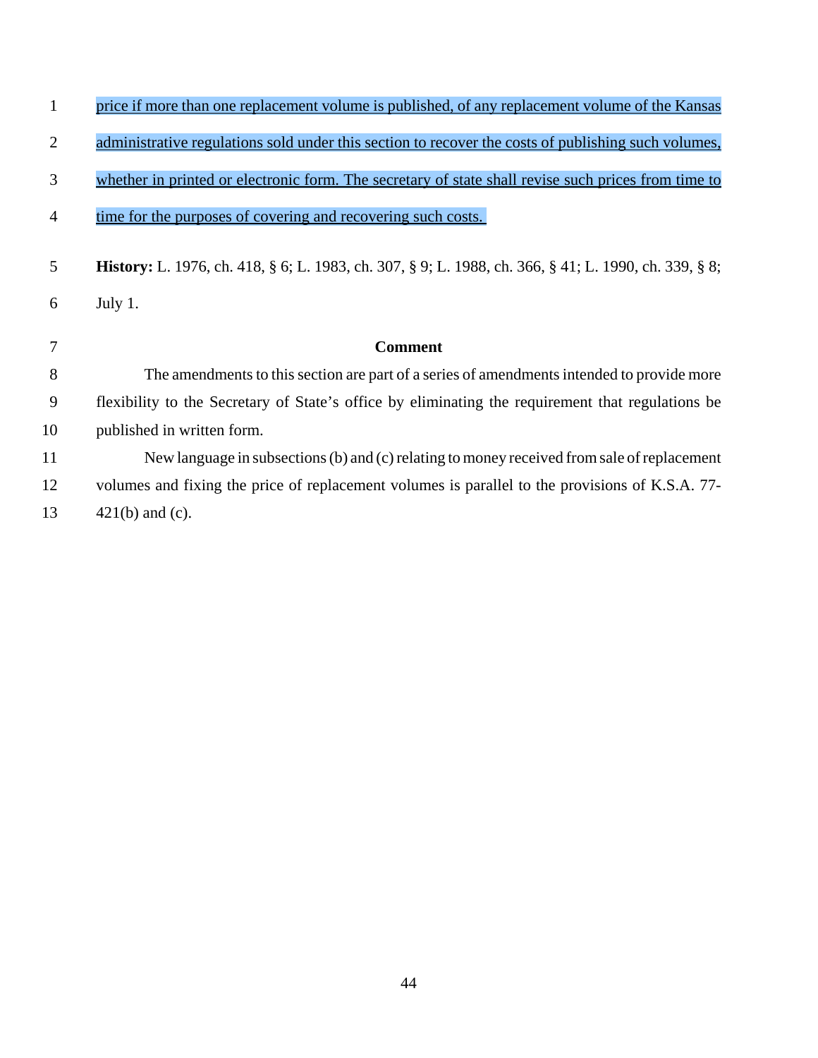price if more than one replacement volume is published, of any replacement volume of the Kansas administrative regulations sold under this section to recover the costs of publishing such volumes, whether in printed or electronic form. The secretary of state shall revise such prices from time to time for the purposes of covering and recovering such costs.

**History:** L. 1976, ch. 418, § 6; L. 1983, ch. 307, § 9; L. 1988, ch. 366, § 41; L. 1990, ch. 339, § 8; July 1.

**Comment**

The amendments to this section are part of a series of amendments intended to provide more flexibility to the Secretary of State's office by eliminating the requirement that regulations be published in written form.

New language in subsections (b) and (c) relating to money received from sale of replacement volumes and fixing the price of replacement volumes is parallel to the provisions of K.S.A. 77-421(b) and (c).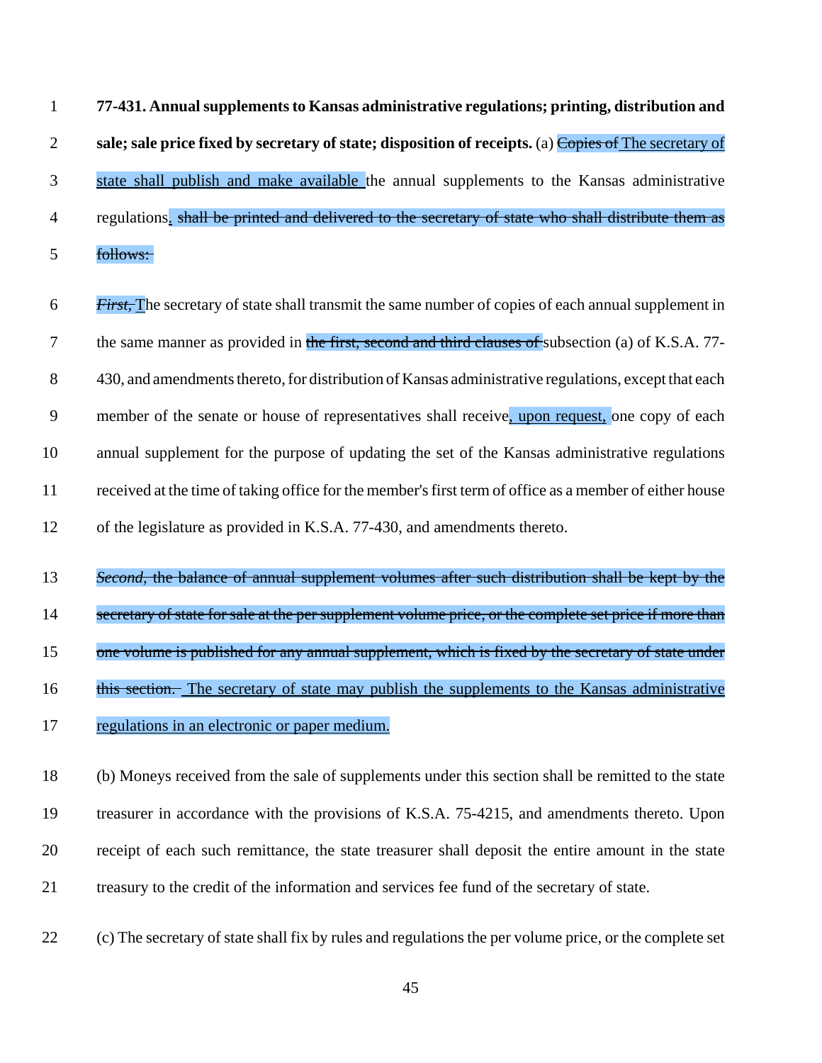**77-431. Annual supplements to Kansas administrative regulations; printing, distribution and sale; sale price fixed by secretary of state; disposition of receipts.** (a) ~~Copies of~~ <u>The secretary of state shall publish and make available</u> the annual supplements to the Kansas administrative regulations<u>.</u> ~~shall be printed and delivered to the secretary of state who shall distribute them as follows:~~

~~*First,*~~ <u>T</u>he secretary of state shall transmit the same number of copies of each annual supplement in the same manner as provided in ~~the first, second and third clauses of~~ subsection (a) of K.S.A. 77-430, and amendments thereto, for distribution of Kansas administrative regulations, except that each member of the senate or house of representatives shall receive<u>, upon request,</u> one copy of each annual supplement for the purpose of updating the set of the Kansas administrative regulations received at the time of taking office for the member's first term of office as a member of either house of the legislature as provided in K.S.A. 77-430, and amendments thereto.

~~*Second*, the balance of annual supplement volumes after such distribution shall be kept by the secretary of state for sale at the per supplement volume price, or the complete set price if more than one volume is published for any annual supplement, which is fixed by the secretary of state under this section.~~ <u>The secretary of state may publish the supplements to the Kansas administrative regulations in an electronic or paper medium.</u>

(b) Moneys received from the sale of supplements under this section shall be remitted to the state treasurer in accordance with the provisions of K.S.A. 75-4215, and amendments thereto. Upon receipt of each such remittance, the state treasurer shall deposit the entire amount in the state treasury to the credit of the information and services fee fund of the secretary of state.

(c) The secretary of state shall fix by rules and regulations the per volume price, or the complete set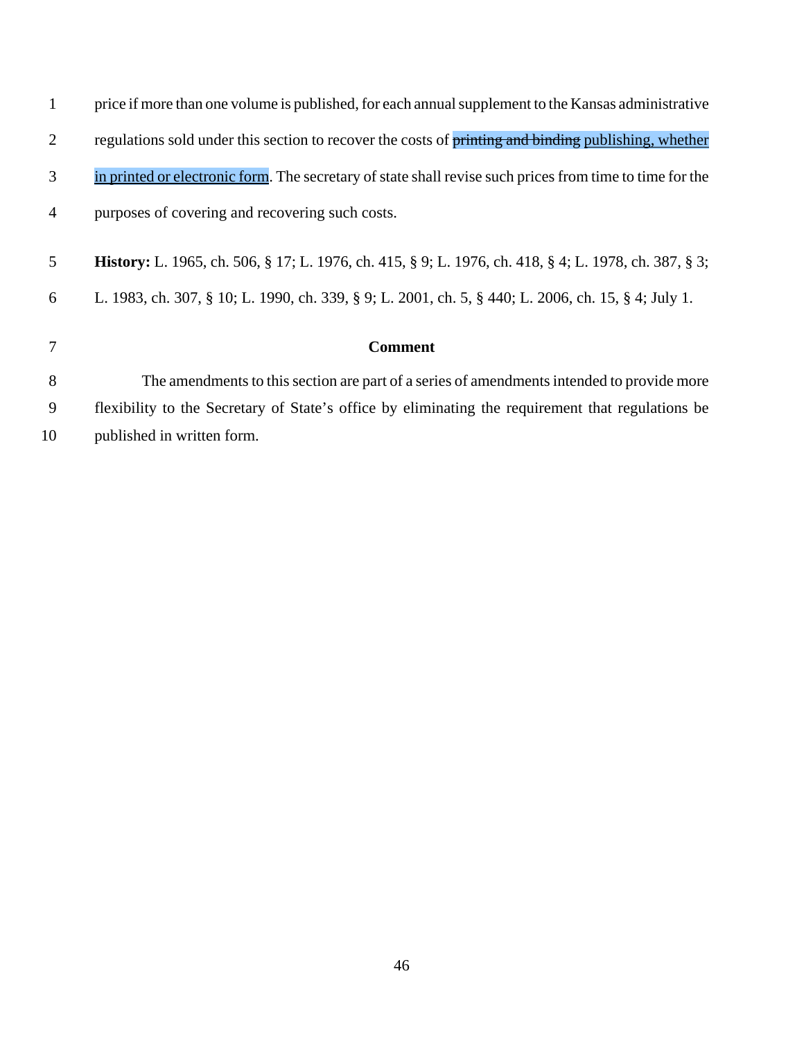price if more than one volume is published, for each annual supplement to the Kansas administrative regulations sold under this section to recover the costs of ~~printing and binding~~ publishing, whether in printed or electronic form. The secretary of state shall revise such prices from time to time for the purposes of covering and recovering such costs.

**History:** L. 1965, ch. 506, § 17; L. 1976, ch. 415, § 9; L. 1976, ch. 418, § 4; L. 1978, ch. 387, § 3; L. 1983, ch. 307, § 10; L. 1990, ch. 339, § 9; L. 2001, ch. 5, § 440; L. 2006, ch. 15, § 4; July 1.

**Comment**

The amendments to this section are part of a series of amendments intended to provide more flexibility to the Secretary of State's office by eliminating the requirement that regulations be published in written form.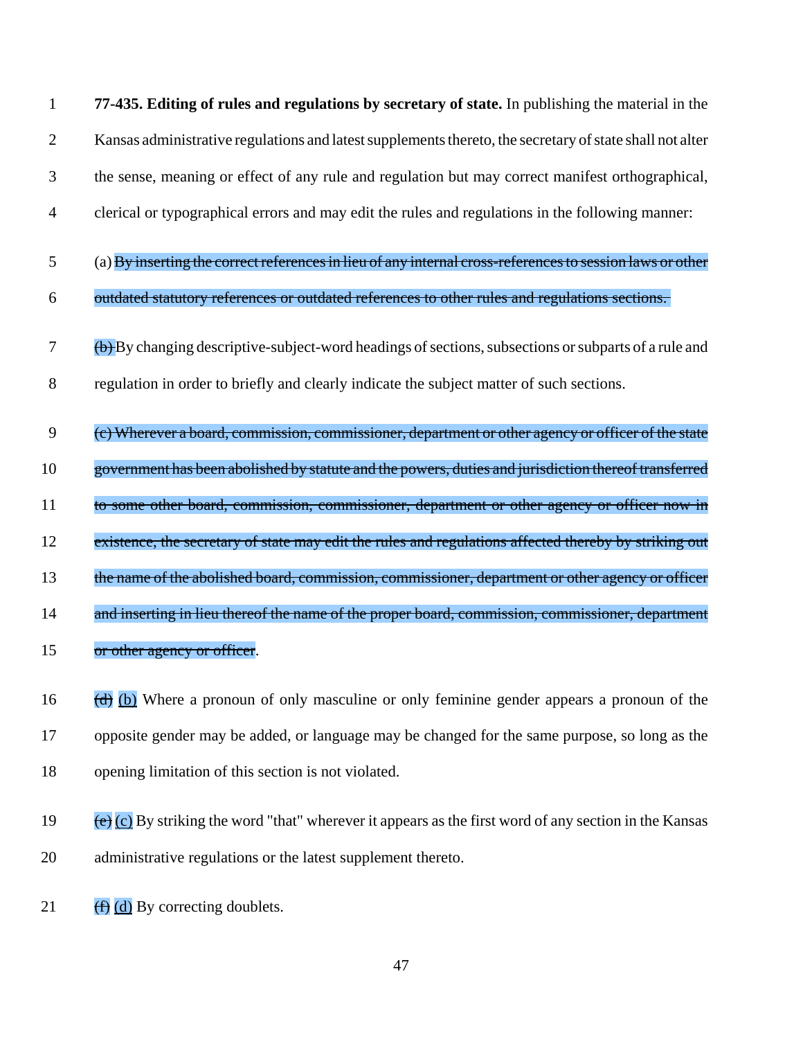**77-435. Editing of rules and regulations by secretary of state.** In publishing the material in the Kansas administrative regulations and latest supplements thereto, the secretary of state shall not alter the sense, meaning or effect of any rule and regulation but may correct manifest orthographical, clerical or typographical errors and may edit the rules and regulations in the following manner:

(a) ~~By inserting the correct references in lieu of any internal cross-references to session laws or other outdated statutory references or outdated references to other rules and regulations sections.~~

~~(b)~~ By changing descriptive-subject-word headings of sections, subsections or subparts of a rule and regulation in order to briefly and clearly indicate the subject matter of such sections.

~~(c) Wherever a board, commission, commissioner, department or other agency or officer of the state government has been abolished by statute and the powers, duties and jurisdiction thereof transferred to some other board, commission, commissioner, department or other agency or officer now in existence, the secretary of state may edit the rules and regulations affected thereby by striking out the name of the abolished board, commission, commissioner, department or other agency or officer and inserting in lieu thereof the name of the proper board, commission, commissioner, department or other agency or officer~~.

~~(d)~~ <u>(b)</u> Where a pronoun of only masculine or only feminine gender appears a pronoun of the opposite gender may be added, or language may be changed for the same purpose, so long as the opening limitation of this section is not violated.

~~(e)~~ <u>(c)</u> By striking the word "that" wherever it appears as the first word of any section in the Kansas administrative regulations or the latest supplement thereto.

~~(f)~~ <u>(d)</u> By correcting doublets.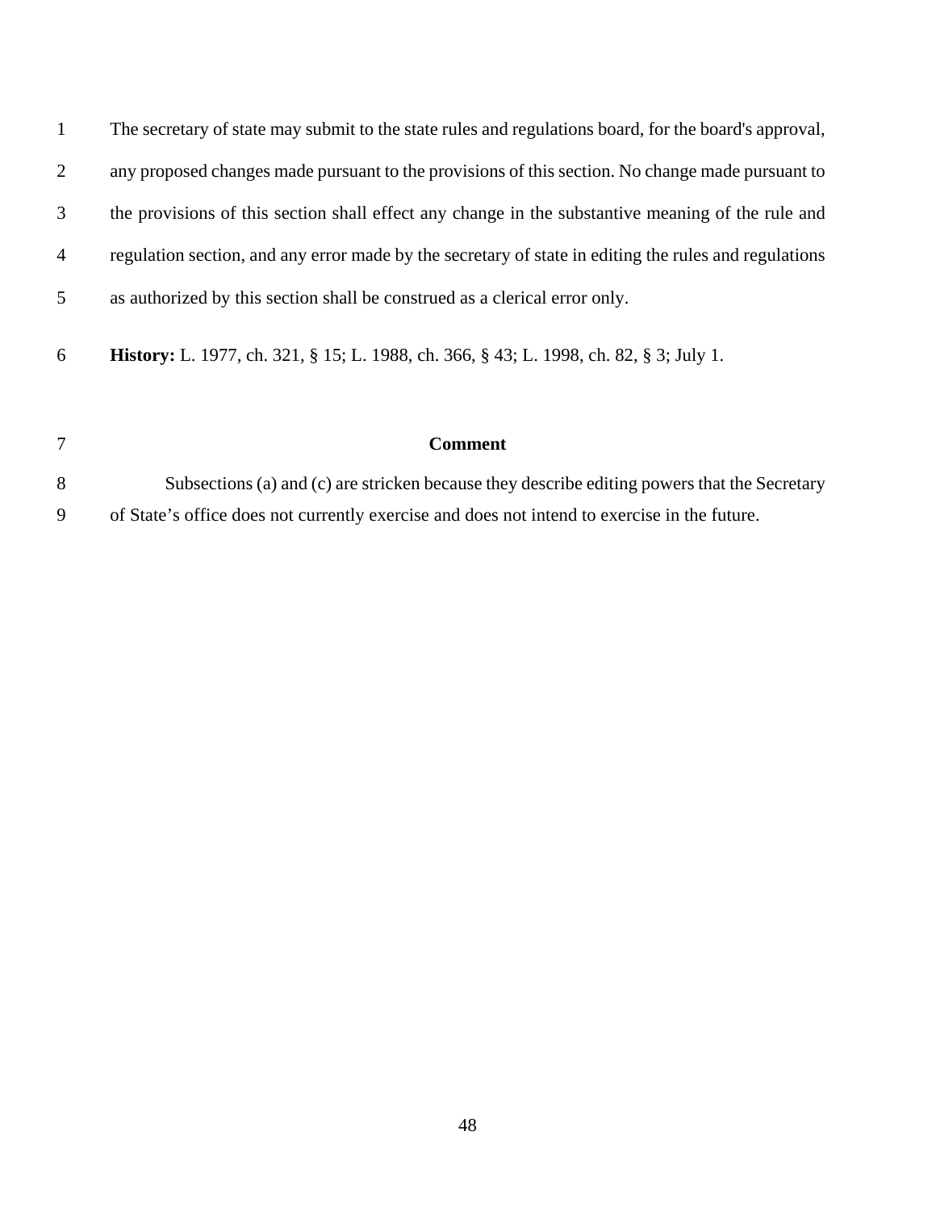The secretary of state may submit to the state rules and regulations board, for the board's approval, any proposed changes made pursuant to the provisions of this section. No change made pursuant to the provisions of this section shall effect any change in the substantive meaning of the rule and regulation section, and any error made by the secretary of state in editing the rules and regulations as authorized by this section shall be construed as a clerical error only.

**History:** L. 1977, ch. 321, § 15; L. 1988, ch. 366, § 43; L. 1998, ch. 82, § 3; July 1.

**Comment**

Subsections (a) and (c) are stricken because they describe editing powers that the Secretary of State's office does not currently exercise and does not intend to exercise in the future.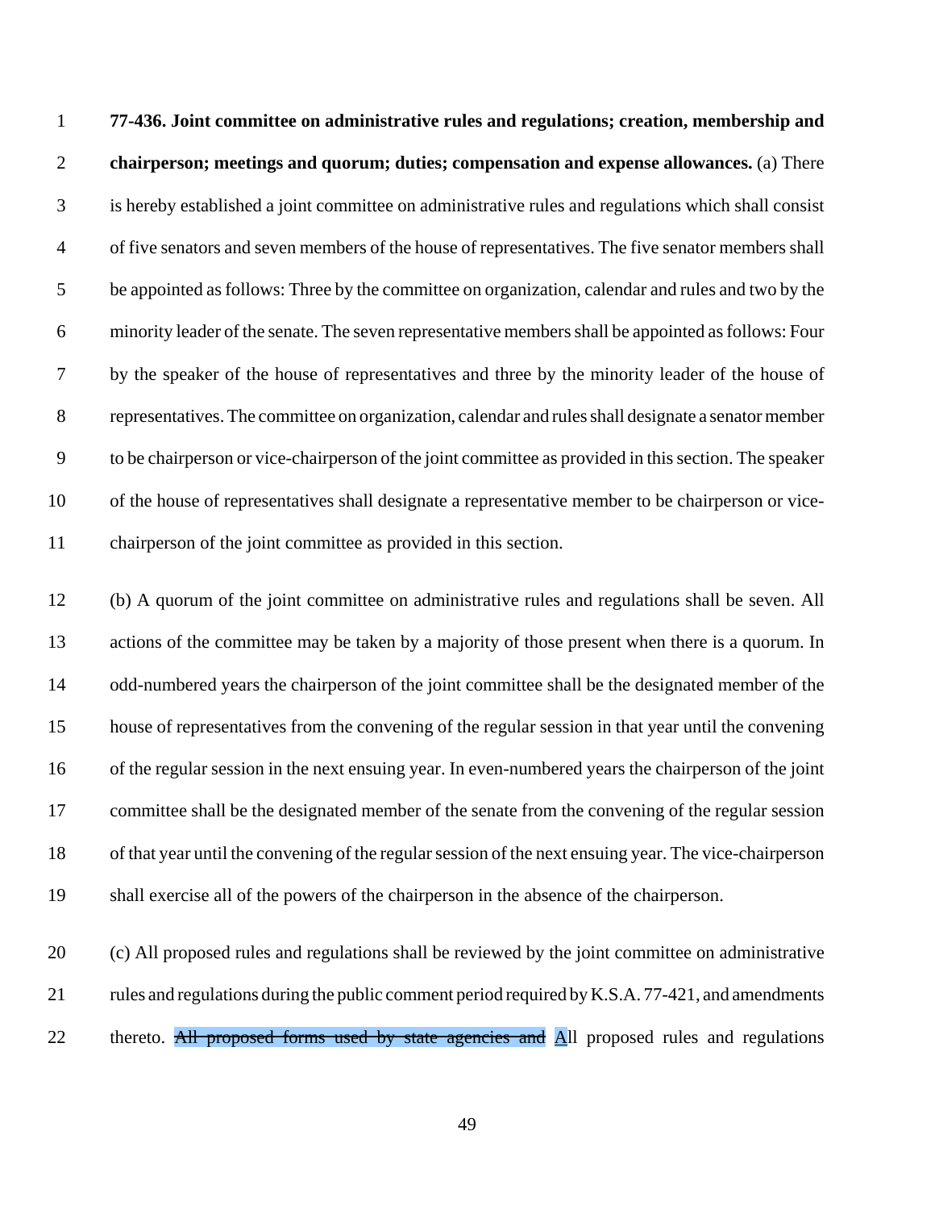**77-436. Joint committee on administrative rules and regulations; creation, membership and chairperson; meetings and quorum; duties; compensation and expense allowances.** (a) There is hereby established a joint committee on administrative rules and regulations which shall consist of five senators and seven members of the house of representatives. The five senator members shall be appointed as follows: Three by the committee on organization, calendar and rules and two by the minority leader of the senate. The seven representative members shall be appointed as follows: Four by the speaker of the house of representatives and three by the minority leader of the house of representatives. The committee on organization, calendar and rules shall designate a senator member to be chairperson or vice-chairperson of the joint committee as provided in this section. The speaker of the house of representatives shall designate a representative member to be chairperson or vice-chairperson of the joint committee as provided in this section.

(b) A quorum of the joint committee on administrative rules and regulations shall be seven. All actions of the committee may be taken by a majority of those present when there is a quorum. In odd-numbered years the chairperson of the joint committee shall be the designated member of the house of representatives from the convening of the regular session in that year until the convening of the regular session in the next ensuing year. In even-numbered years the chairperson of the joint committee shall be the designated member of the senate from the convening of the regular session of that year until the convening of the regular session of the next ensuing year. The vice-chairperson shall exercise all of the powers of the chairperson in the absence of the chairperson.

(c) All proposed rules and regulations shall be reviewed by the joint committee on administrative rules and regulations during the public comment period required by K.S.A. 77-421, and amendments thereto. ~~All proposed forms used by state agencies and~~ <u>A</u>ll proposed rules and regulations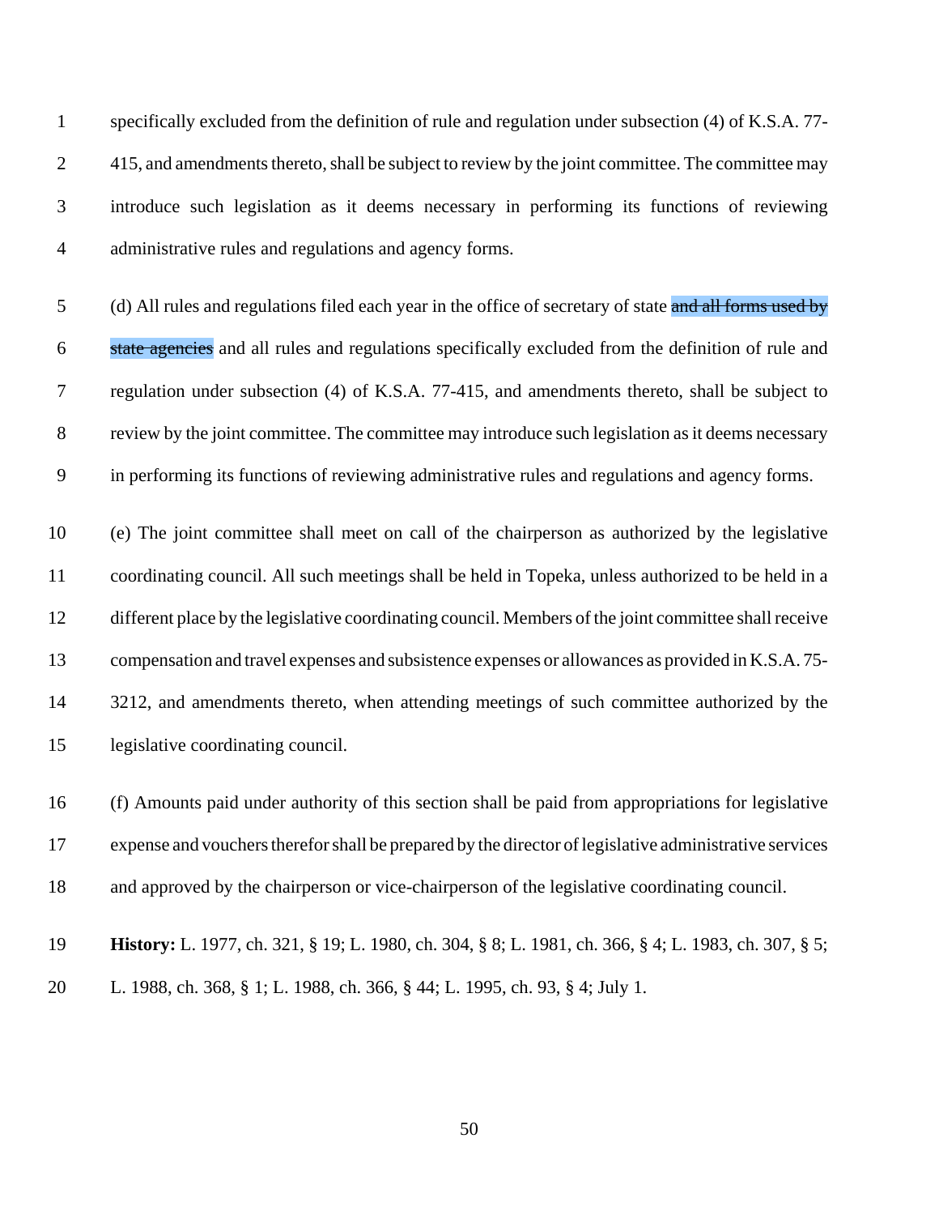specifically excluded from the definition of rule and regulation under subsection (4) of K.S.A. 77-415, and amendments thereto, shall be subject to review by the joint committee. The committee may introduce such legislation as it deems necessary in performing its functions of reviewing administrative rules and regulations and agency forms.

(d) All rules and regulations filed each year in the office of secretary of state ~~and all forms used by state agencies~~ and all rules and regulations specifically excluded from the definition of rule and regulation under subsection (4) of K.S.A. 77-415, and amendments thereto, shall be subject to review by the joint committee. The committee may introduce such legislation as it deems necessary in performing its functions of reviewing administrative rules and regulations and agency forms.

(e) The joint committee shall meet on call of the chairperson as authorized by the legislative coordinating council. All such meetings shall be held in Topeka, unless authorized to be held in a different place by the legislative coordinating council. Members of the joint committee shall receive compensation and travel expenses and subsistence expenses or allowances as provided in K.S.A. 75-3212, and amendments thereto, when attending meetings of such committee authorized by the legislative coordinating council.

(f) Amounts paid under authority of this section shall be paid from appropriations for legislative expense and vouchers therefor shall be prepared by the director of legislative administrative services and approved by the chairperson or vice-chairperson of the legislative coordinating council.

**History:** L. 1977, ch. 321, § 19; L. 1980, ch. 304, § 8; L. 1981, ch. 366, § 4; L. 1983, ch. 307, § 5; L. 1988, ch. 368, § 1; L. 1988, ch. 366, § 44; L. 1995, ch. 93, § 4; July 1.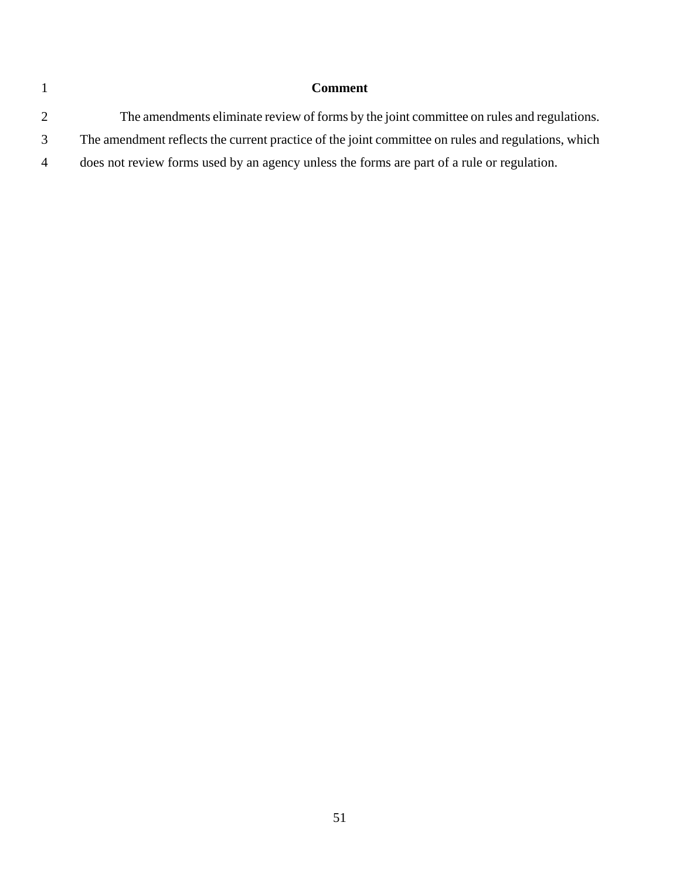**Comment**

The amendments eliminate review of forms by the joint committee on rules and regulations. The amendment reflects the current practice of the joint committee on rules and regulations, which does not review forms used by an agency unless the forms are part of a rule or regulation.